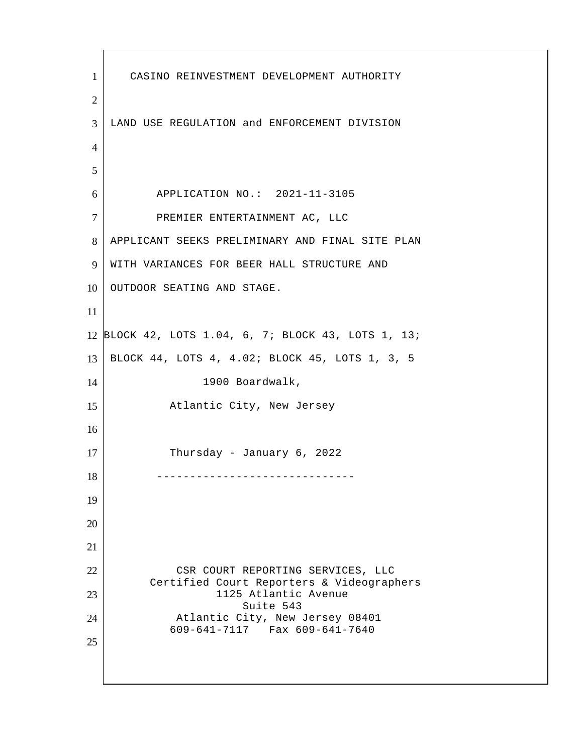CASINO REINVESTMENT DEVELOPMENT AUTHORITY

LAND USE REGULATION and ENFORCEMENT DIVISION

APPLICATION NO.: 2021-11-3105

PREMIER ENTERTAINMENT AC, LLC

APPLICANT SEEKS PRELIMINARY AND FINAL SITE PLAN WITH VARIANCES FOR BEER HALL STRUCTURE AND OUTDOOR SEATING AND STAGE.

BLOCK 42, LOTS 1.04, 6, 7; BLOCK 43, LOTS 1, 13; BLOCK 44, LOTS 4, 4.02; BLOCK 45, LOTS 1, 3, 5

1900 Boardwalk,

Atlantic City, New Jersey

Thursday - January 6, 2022

-----------------------------

CSR COURT REPORTING SERVICES, LLC
Certified Court Reporters & Videographers
1125 Atlantic Avenue
Suite 543
Atlantic City, New Jersey 08401
609-641-7117 Fax 609-641-7640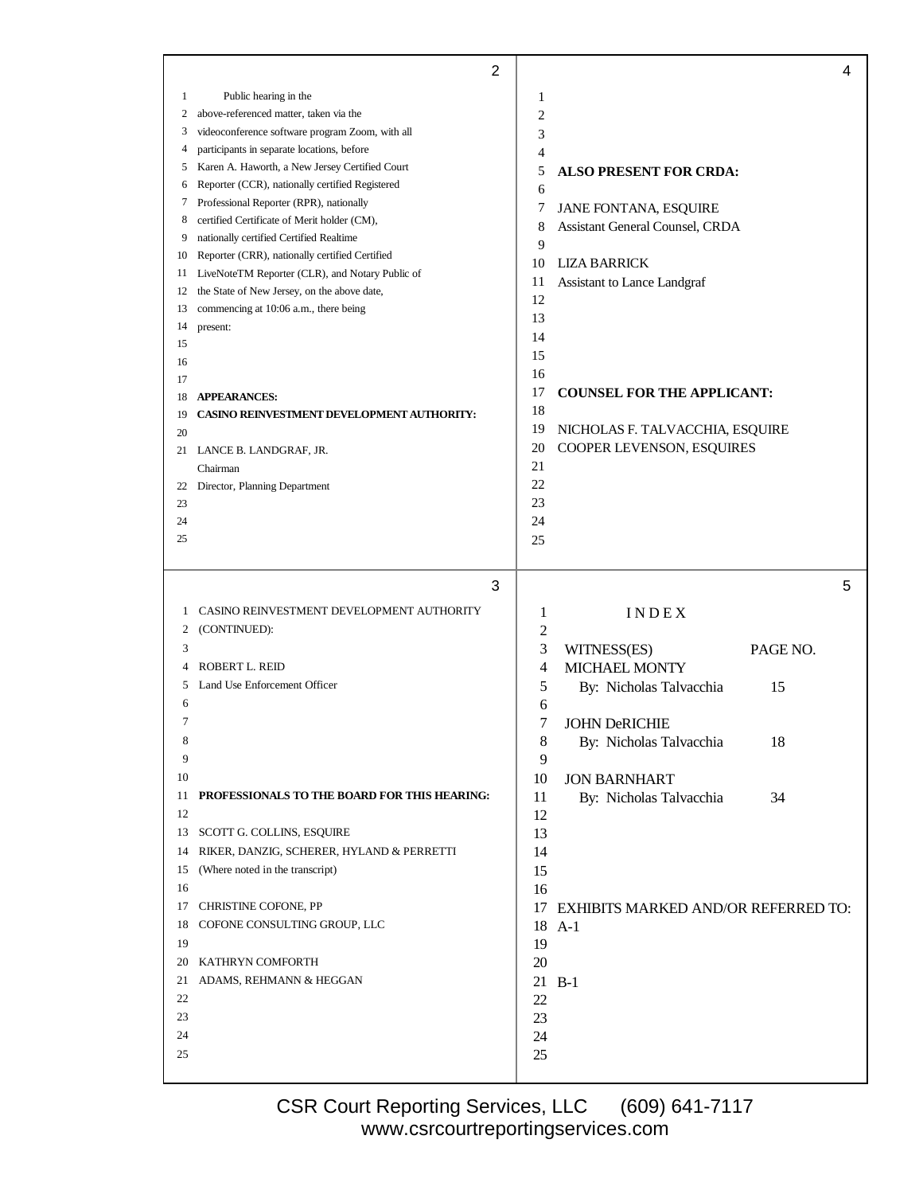Public hearing in the above-referenced matter, taken via the videoconference software program Zoom, with all participants in separate locations, before Karen A. Haworth, a New Jersey Certified Court Reporter (CCR), nationally certified Registered Professional Reporter (RPR), nationally certified Certificate of Merit holder (CM), nationally certified Certified Realtime Reporter (CRR), nationally certified Certified LiveNoteTM Reporter (CLR), and Notary Public of the State of New Jersey, on the above date, commencing at 10:06 a.m., there being present:

**APPEARANCES:**

**CASINO REINVESTMENT DEVELOPMENT AUTHORITY:**

LANCE B. LANDGRAF, JR.
Chairman
Director, Planning Department

CASINO REINVESTMENT DEVELOPMENT AUTHORITY (CONTINUED):

ROBERT L. REID
Land Use Enforcement Officer

**PROFESSIONALS TO THE BOARD FOR THIS HEARING:**

SCOTT G. COLLINS, ESQUIRE
RIKER, DANZIG, SCHERER, HYLAND & PERRETTI
(Where noted in the transcript)

CHRISTINE COFONE, PP
COFONE CONSULTING GROUP, LLC

KATHRYN COMFORTH
ADAMS, REHMANN & HEGGAN

**ALSO PRESENT FOR CRDA:**

JANE FONTANA, ESQUIRE
Assistant General Counsel, CRDA

LIZA BARRICK
Assistant to Lance Landgraf

**COUNSEL FOR THE APPLICANT:**

NICHOLAS F. TALVACCHIA, ESQUIRE
COOPER LEVENSON, ESQUIRES

I N D E X

| WITNESS(ES) | PAGE NO. |
|---|---|
| MICHAEL MONTY | |
| By: Nicholas Talvacchia | 15 |
| JOHN DeRICHIE | |
| By: Nicholas Talvacchia | 18 |
| JON BARNHART | |
| By: Nicholas Talvacchia | 34 |

EXHIBITS MARKED AND/OR REFERRED TO:

A-1

B-1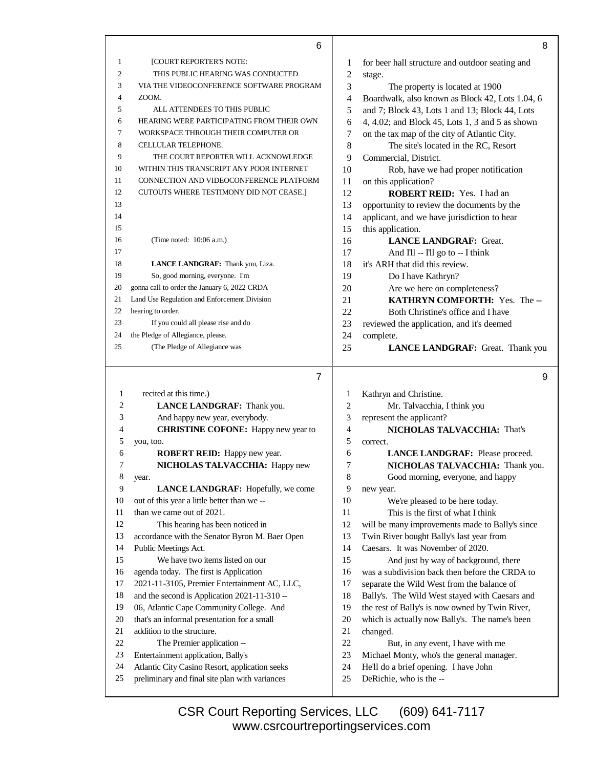[COURT REPORTER'S NOTE:
THIS PUBLIC HEARING WAS CONDUCTED VIA THE VIDEOCONFERENCE SOFTWARE PROGRAM ZOOM.
ALL ATTENDEES TO THIS PUBLIC HEARING WERE PARTICIPATING FROM THEIR OWN WORKSPACE THROUGH THEIR COMPUTER OR CELLULAR TELEPHONE.
THE COURT REPORTER WILL ACKNOWLEDGE WITHIN THIS TRANSCRIPT ANY POOR INTERNET CONNECTION AND VIDEOCONFERENCE PLATFORM CUTOUTS WHERE TESTIMONY DID NOT CEASE.]

(Time noted: 10:06 a.m.)

**LANCE LANDGRAF:** Thank you, Liza.

So, good morning, everyone. I'm gonna call to order the January 6, 2022 CRDA Land Use Regulation and Enforcement Division hearing to order.

If you could all please rise and do the Pledge of Allegiance, please.

(The Pledge of Allegiance was recited at this time.)

**LANCE LANDGRAF:** Thank you.

And happy new year, everybody.

**CHRISTINE COFONE:** Happy new year to you, too.

**ROBERT REID:** Happy new year.

**NICHOLAS TALVACCHIA:** Happy new year.

**LANCE LANDGRAF:** Hopefully, we come out of this year a little better than we -- than we came out of 2021.

This hearing has been noticed in accordance with the Senator Byron M. Baer Open Public Meetings Act.

We have two items listed on our agenda today. The first is Application 2021-11-3105, Premier Entertainment AC, LLC, and the second is Application 2021-11-310 -- 06, Atlantic Cape Community College. And that's an informal presentation for a small addition to the structure.

The Premier application -- Entertainment application, Bally's Atlantic City Casino Resort, application seeks preliminary and final site plan with variances for beer hall structure and outdoor seating and stage.

The property is located at 1900 Boardwalk, also known as Block 42, Lots 1.04, 6 and 7; Block 43, Lots 1 and 13; Block 44, Lots 4, 4.02; and Block 45, Lots 1, 3 and 5 as shown on the tax map of the city of Atlantic City.

The site's located in the RC, Resort Commercial, District.

Rob, have we had proper notification on this application?

**ROBERT REID:** Yes. I had an opportunity to review the documents by the applicant, and we have jurisdiction to hear this application.

**LANCE LANDGRAF:** Great.

And I'll -- I'll go to -- I think it's ARH that did this review.

Do I have Kathryn?

Are we here on completeness?

**KATHRYN COMFORTH:** Yes. The --

Both Christine's office and I have reviewed the application, and it's deemed complete.

**LANCE LANDGRAF:** Great. Thank you Kathryn and Christine.

Mr. Talvacchia, I think you represent the applicant?

**NICHOLAS TALVACCHIA:** That's correct.

**LANCE LANDGRAF:** Please proceed.

**NICHOLAS TALVACCHIA:** Thank you.

Good morning, everyone, and happy new year.

We're pleased to be here today.

This is the first of what I think will be many improvements made to Bally's since Twin River bought Bally's last year from Caesars. It was November of 2020.

And just by way of background, there was a subdivision back then before the CRDA to separate the Wild West from the balance of Bally's. The Wild West stayed with Caesars and the rest of Bally's is now owned by Twin River, which is actually now Bally's. The name's been changed.

But, in any event, I have with me Michael Monty, who's the general manager. He'll do a brief opening. I have John DeRichie, who is the --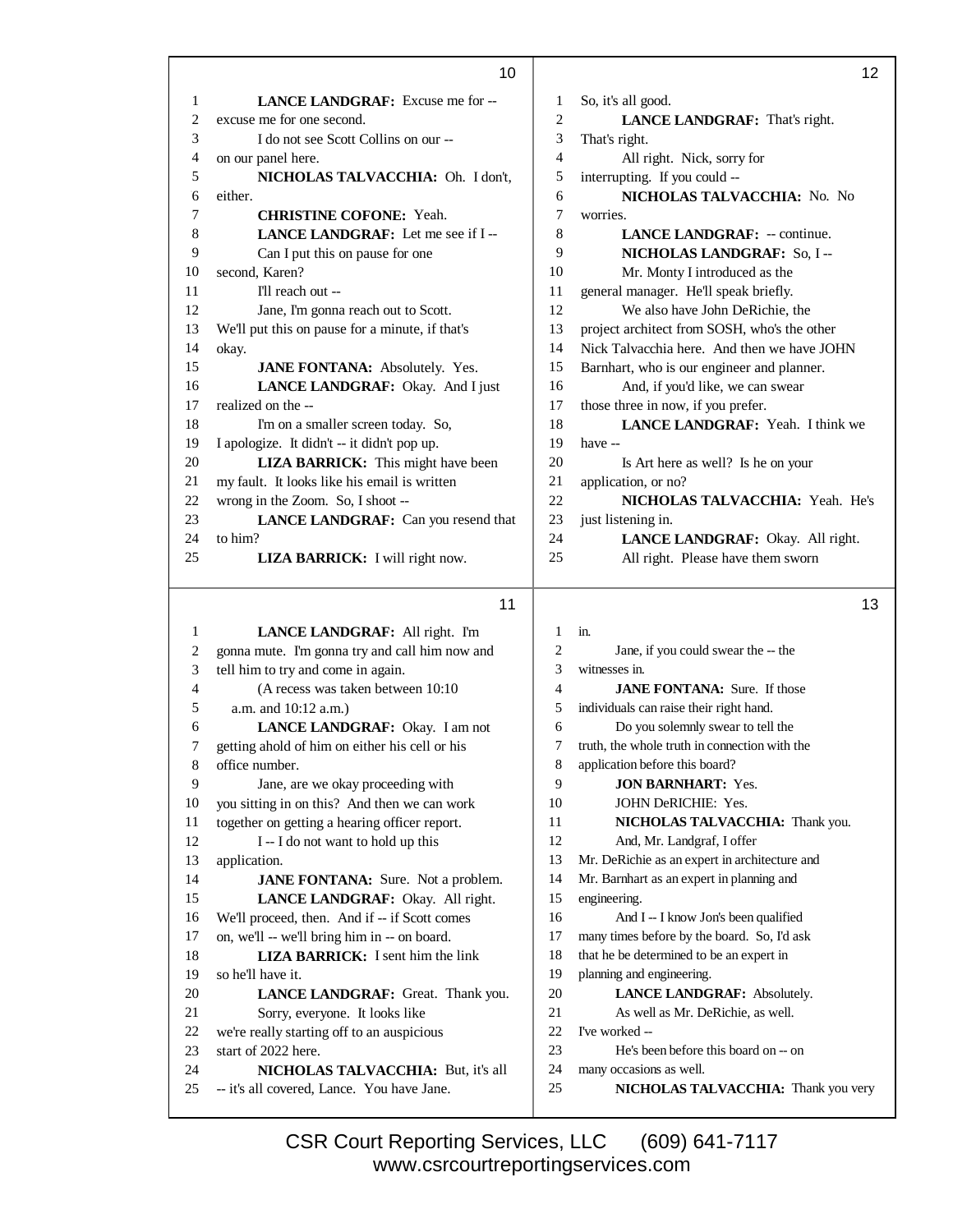**10**

1 **LANCE LANDGRAF:** Excuse me for --
2 excuse me for one second.
3 I do not see Scott Collins on our --
4 on our panel here.
5 **NICHOLAS TALVACCHIA:** Oh. I don't,
6 either.
7 **CHRISTINE COFONE:** Yeah.
8 **LANCE LANDGRAF:** Let me see if I --
9 Can I put this on pause for one
10 second, Karen?
11 I'll reach out --
12 Jane, I'm gonna reach out to Scott.
13 We'll put this on pause for a minute, if that's
14 okay.
15 **JANE FONTANA:** Absolutely. Yes.
16 **LANCE LANDGRAF:** Okay. And I just
17 realized on the --
18 I'm on a smaller screen today. So,
19 I apologize. It didn't -- it didn't pop up.
20 **LIZA BARRICK:** This might have been
21 my fault. It looks like his email is written
22 wrong in the Zoom. So, I shoot --
23 **LANCE LANDGRAF:** Can you resend that
24 to him?
25 **LIZA BARRICK:** I will right now.

**11**

1 **LANCE LANDGRAF:** All right. I'm
2 gonna mute. I'm gonna try and call him now and
3 tell him to try and come in again.
4 (A recess was taken between 10:10
5 a.m. and 10:12 a.m.)
6 **LANCE LANDGRAF:** Okay. I am not
7 getting ahold of him on either his cell or his
8 office number.
9 Jane, are we okay proceeding with
10 you sitting in on this? And then we can work
11 together on getting a hearing officer report.
12 I -- I do not want to hold up this
13 application.
14 **JANE FONTANA:** Sure. Not a problem.
15 **LANCE LANDGRAF:** Okay. All right.
16 We'll proceed, then. And if -- if Scott comes
17 on, we'll -- we'll bring him in -- on board.
18 **LIZA BARRICK:** I sent him the link
19 so he'll have it.
20 **LANCE LANDGRAF:** Great. Thank you.
21 Sorry, everyone. It looks like
22 we're really starting off to an auspicious
23 start of 2022 here.
24 **NICHOLAS TALVACCHIA:** But, it's all
25 -- it's all covered, Lance. You have Jane.

**12**

1 So, it's all good.
2 **LANCE LANDGRAF:** That's right.
3 That's right.
4 All right. Nick, sorry for
5 interrupting. If you could --
6 **NICHOLAS TALVACCHIA:** No. No
7 worries.
8 **LANCE LANDGRAF:** -- continue.
9 **NICHOLAS LANDGRAF:** So, I --
10 Mr. Monty I introduced as the
11 general manager. He'll speak briefly.
12 We also have John DeRichie, the
13 project architect from SOSH, who's the other
14 Nick Talvacchia here. And then we have JOHN
15 Barnhart, who is our engineer and planner.
16 And, if you'd like, we can swear
17 those three in now, if you prefer.
18 **LANCE LANDGRAF:** Yeah. I think we
19 have --
20 Is Art here as well? Is he on your
21 application, or no?
22 **NICHOLAS TALVACCHIA:** Yeah. He's
23 just listening in.
24 **LANCE LANDGRAF:** Okay. All right.
25 All right. Please have them sworn

**13**

1 in.
2 Jane, if you could swear the -- the
3 witnesses in.
4 **JANE FONTANA:** Sure. If those
5 individuals can raise their right hand.
6 Do you solemnly swear to tell the
7 truth, the whole truth in connection with the
8 application before this board?
9 **JON BARNHART:** Yes.
10 JOHN DeRICHIE: Yes.
11 **NICHOLAS TALVACCHIA:** Thank you.
12 And, Mr. Landgraf, I offer
13 Mr. DeRichie as an expert in architecture and
14 Mr. Barnhart as an expert in planning and
15 engineering.
16 And I -- I know Jon's been qualified
17 many times before by the board. So, I'd ask
18 that he be determined to be an expert in
19 planning and engineering.
20 **LANCE LANDGRAF:** Absolutely.
21 As well as Mr. DeRichie, as well.
22 I've worked --
23 He's been before this board on -- on
24 many occasions as well.
25 **NICHOLAS TALVACCHIA:** Thank you very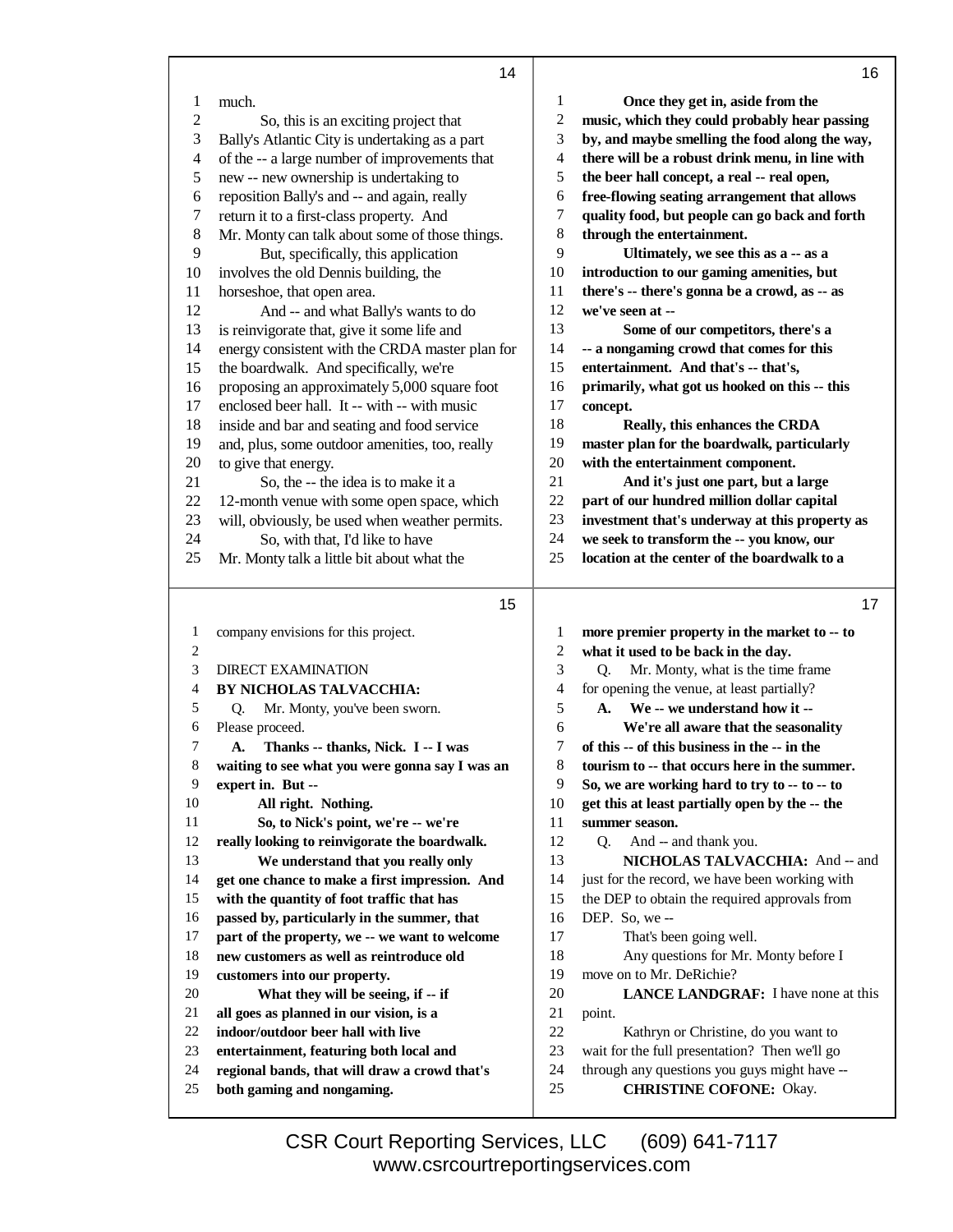much.

So, this is an exciting project that Bally's Atlantic City is undertaking as a part of the -- a large number of improvements that new -- new ownership is undertaking to reposition Bally's and -- and again, really return it to a first-class property. And Mr. Monty can talk about some of those things.

But, specifically, this application involves the old Dennis building, the horseshoe, that open area.

And -- and what Bally's wants to do is reinvigorate that, give it some life and energy consistent with the CRDA master plan for the boardwalk. And specifically, we're proposing an approximately 5,000 square foot enclosed beer hall. It -- with -- with music inside and bar and seating and food service and, plus, some outdoor amenities, too, really to give that energy.

So, the -- the idea is to make it a 12-month venue with some open space, which will, obviously, be used when weather permits.

So, with that, I'd like to have Mr. Monty talk a little bit about what the company envisions for this project.

DIRECT EXAMINATION

**BY NICHOLAS TALVACCHIA:**

Q. Mr. Monty, you've been sworn. Please proceed.

**A. Thanks -- thanks, Nick. I -- I was waiting to see what you were gonna say I was an expert in. But --**

**All right. Nothing.**

**So, to Nick's point, we're -- we're really looking to reinvigorate the boardwalk.**

**We understand that you really only get one chance to make a first impression. And with the quantity of foot traffic that has passed by, particularly in the summer, that part of the property, we -- we want to welcome new customers as well as reintroduce old customers into our property.**

**What they will be seeing, if -- if all goes as planned in our vision, is a indoor/outdoor beer hall with live entertainment, featuring both local and regional bands, that will draw a crowd that's both gaming and nongaming.**

**Once they get in, aside from the music, which they could probably hear passing by, and maybe smelling the food along the way, there will be a robust drink menu, in line with the beer hall concept, a real -- real open, free-flowing seating arrangement that allows quality food, but people can go back and forth through the entertainment.**

**Ultimately, we see this as a -- as a introduction to our gaming amenities, but there's -- there's gonna be a crowd, as -- as we've seen at --**

**Some of our competitors, there's a -- a nongaming crowd that comes for this entertainment. And that's -- that's, primarily, what got us hooked on this -- this concept.**

**Really, this enhances the CRDA master plan for the boardwalk, particularly with the entertainment component.**

**And it's just one part, but a large part of our hundred million dollar capital investment that's underway at this property as we seek to transform the -- you know, our location at the center of the boardwalk to a more premier property in the market to -- to what it used to be back in the day.**

Q. Mr. Monty, what is the time frame for opening the venue, at least partially?

**A. We -- we understand how it --**

**We're all aware that the seasonality of this -- of this business in the -- in the tourism to -- that occurs here in the summer. So, we are working hard to try to -- to -- to get this at least partially open by the -- the summer season.**

Q. And -- and thank you.

**NICHOLAS TALVACCHIA:** And -- and just for the record, we have been working with the DEP to obtain the required approvals from DEP. So, we --

That's been going well.

Any questions for Mr. Monty before I move on to Mr. DeRichie?

**LANCE LANDGRAF:** I have none at this point.

Kathryn or Christine, do you want to wait for the full presentation? Then we'll go through any questions you guys might have --

**CHRISTINE COFONE:** Okay.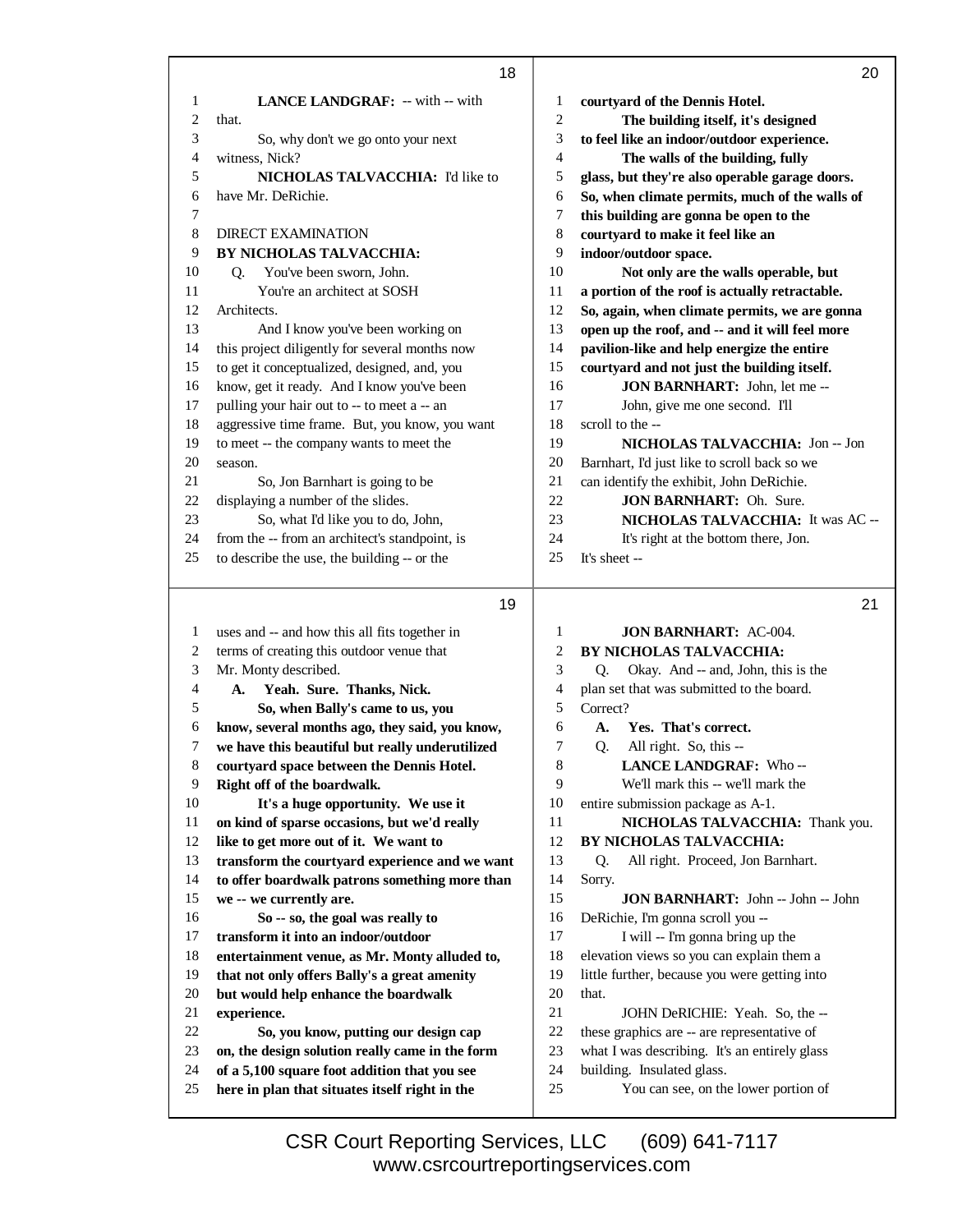**LANCE LANDGRAF:** -- with -- with that.

So, why don't we go onto your next witness, Nick?

**NICHOLAS TALVACCHIA:** I'd like to have Mr. DeRichie.

DIRECT EXAMINATION

**BY NICHOLAS TALVACCHIA:**

Q. You've been sworn, John.

You're an architect at SOSH Architects.

And I know you've been working on this project diligently for several months now to get it conceptualized, designed, and, you know, get it ready. And I know you've been pulling your hair out to -- to meet a -- an aggressive time frame. But, you know, you want to meet -- the company wants to meet the season.

So, Jon Barnhart is going to be displaying a number of the slides.

So, what I'd like you to do, John, from the -- from an architect's standpoint, is to describe the use, the building -- or the uses and -- and how this all fits together in terms of creating this outdoor venue that Mr. Monty described.

**A. Yeah. Sure. Thanks, Nick.**

**So, when Bally's came to us, you know, several months ago, they said, you know, we have this beautiful but really underutilized courtyard space between the Dennis Hotel. Right off of the boardwalk.**

**It's a huge opportunity. We use it on kind of sparse occasions, but we'd really like to get more out of it. We want to transform the courtyard experience and we want to offer boardwalk patrons something more than we -- we currently are.**

**So -- so, the goal was really to transform it into an indoor/outdoor entertainment venue, as Mr. Monty alluded to, that not only offers Bally's a great amenity but would help enhance the boardwalk experience.**

**So, you know, putting our design cap on, the design solution really came in the form of a 5,100 square foot addition that you see here in plan that situates itself right in the courtyard of the Dennis Hotel.**

**The building itself, it's designed to feel like an indoor/outdoor experience.**

**The walls of the building, fully glass, but they're also operable garage doors. So, when climate permits, much of the walls of this building are gonna be open to the courtyard to make it feel like an indoor/outdoor space.**

**Not only are the walls operable, but a portion of the roof is actually retractable. So, again, when climate permits, we are gonna open up the roof, and -- and it will feel more pavilion-like and help energize the entire courtyard and not just the building itself.**

**JON BARNHART:** John, let me --

John, give me one second. I'll scroll to the --

**NICHOLAS TALVACCHIA:** Jon -- Jon Barnhart, I'd just like to scroll back so we can identify the exhibit, John DeRichie.

**JON BARNHART:** Oh. Sure.

**NICHOLAS TALVACCHIA:** It was AC --

It's right at the bottom there, Jon. It's sheet --

**JON BARNHART:** AC-004.

**BY NICHOLAS TALVACCHIA:**

Q. Okay. And -- and, John, this is the plan set that was submitted to the board. Correct?

**A. Yes. That's correct.**

Q. All right. So, this --

**LANCE LANDGRAF:** Who --

We'll mark this -- we'll mark the entire submission package as A-1.

**NICHOLAS TALVACCHIA:** Thank you.

**BY NICHOLAS TALVACCHIA:**

Q. All right. Proceed, Jon Barnhart. Sorry.

**JON BARNHART:** John -- John -- John DeRichie, I'm gonna scroll you --

I will -- I'm gonna bring up the elevation views so you can explain them a little further, because you were getting into that.

JOHN DeRICHIE: Yeah. So, the -- these graphics are -- are representative of what I was describing. It's an entirely glass building. Insulated glass.

You can see, on the lower portion of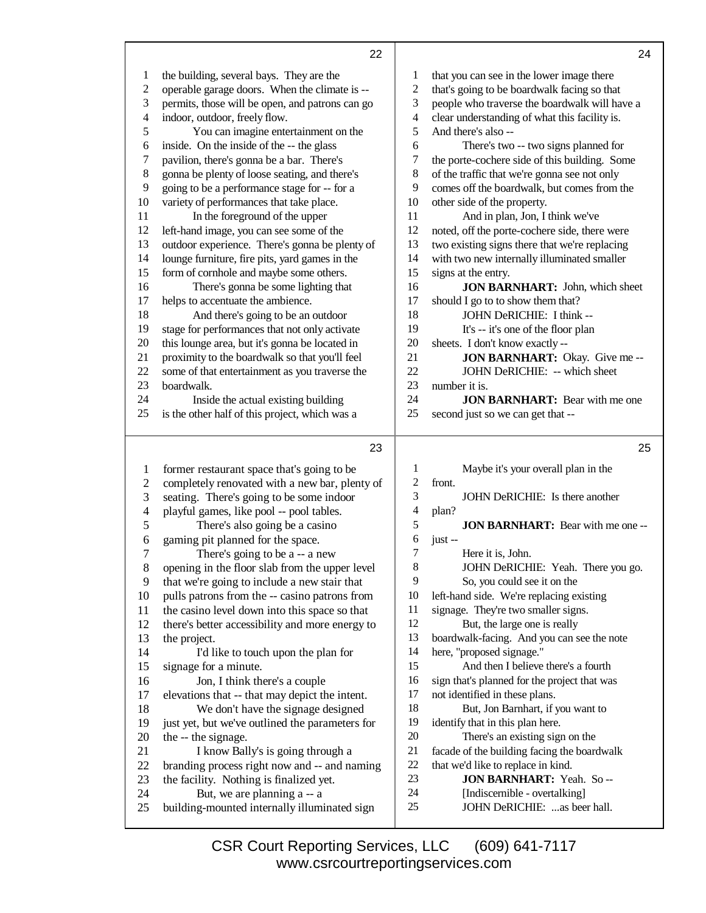the building, several bays. They are the operable garage doors. When the climate is -- permits, those will be open, and patrons can go indoor, outdoor, freely flow.

You can imagine entertainment on the inside. On the inside of the -- the glass pavilion, there's gonna be a bar. There's gonna be plenty of loose seating, and there's going to be a performance stage for -- for a variety of performances that take place.

In the foreground of the upper left-hand image, you can see some of the outdoor experience. There's gonna be plenty of lounge furniture, fire pits, yard games in the form of cornhole and maybe some others.

There's gonna be some lighting that helps to accentuate the ambience.

And there's going to be an outdoor stage for performances that not only activate this lounge area, but it's gonna be located in proximity to the boardwalk so that you'll feel some of that entertainment as you traverse the boardwalk.

Inside the actual existing building is the other half of this project, which was a former restaurant space that's going to be completely renovated with a new bar, plenty of seating. There's going to be some indoor playful games, like pool -- pool tables.

There's also going be a casino gaming pit planned for the space.

There's going to be a -- a new opening in the floor slab from the upper level that we're going to include a new stair that pulls patrons from the -- casino patrons from the casino level down into this space so that there's better accessibility and more energy to the project.

I'd like to touch upon the plan for signage for a minute.

Jon, I think there's a couple elevations that -- that may depict the intent.

We don't have the signage designed just yet, but we've outlined the parameters for the -- the signage.

I know Bally's is going through a branding process right now and -- and naming the facility. Nothing is finalized yet.

But, we are planning a -- a building-mounted internally illuminated sign that you can see in the lower image there that's going to be boardwalk facing so that people who traverse the boardwalk will have a clear understanding of what this facility is. And there's also --

There's two -- two signs planned for the porte-cochere side of this building. Some of the traffic that we're gonna see not only comes off the boardwalk, but comes from the other side of the property.

And in plan, Jon, I think we've noted, off the porte-cochere side, there were two existing signs there that we're replacing with two new internally illuminated smaller signs at the entry.

**JON BARNHART:** John, which sheet should I go to to show them that?

JOHN DeRICHIE: I think --

It's -- it's one of the floor plan sheets. I don't know exactly --

**JON BARNHART:** Okay. Give me --

JOHN DeRICHIE: -- which sheet number it is.

**JON BARNHART:** Bear with me one second just so we can get that --

Maybe it's your overall plan in the front.

JOHN DeRICHIE: Is there another plan?

**JON BARNHART:** Bear with me one -- just --

Here it is, John.

JOHN DeRICHIE: Yeah. There you go.

So, you could see it on the left-hand side. We're replacing existing signage. They're two smaller signs.

But, the large one is really boardwalk-facing. And you can see the note here, "proposed signage."

And then I believe there's a fourth sign that's planned for the project that was not identified in these plans.

But, Jon Barnhart, if you want to identify that in this plan here.

There's an existing sign on the facade of the building facing the boardwalk that we'd like to replace in kind.

**JON BARNHART:** Yeah. So --

[Indiscernible - overtalking]

JOHN DeRICHIE: ...as beer hall.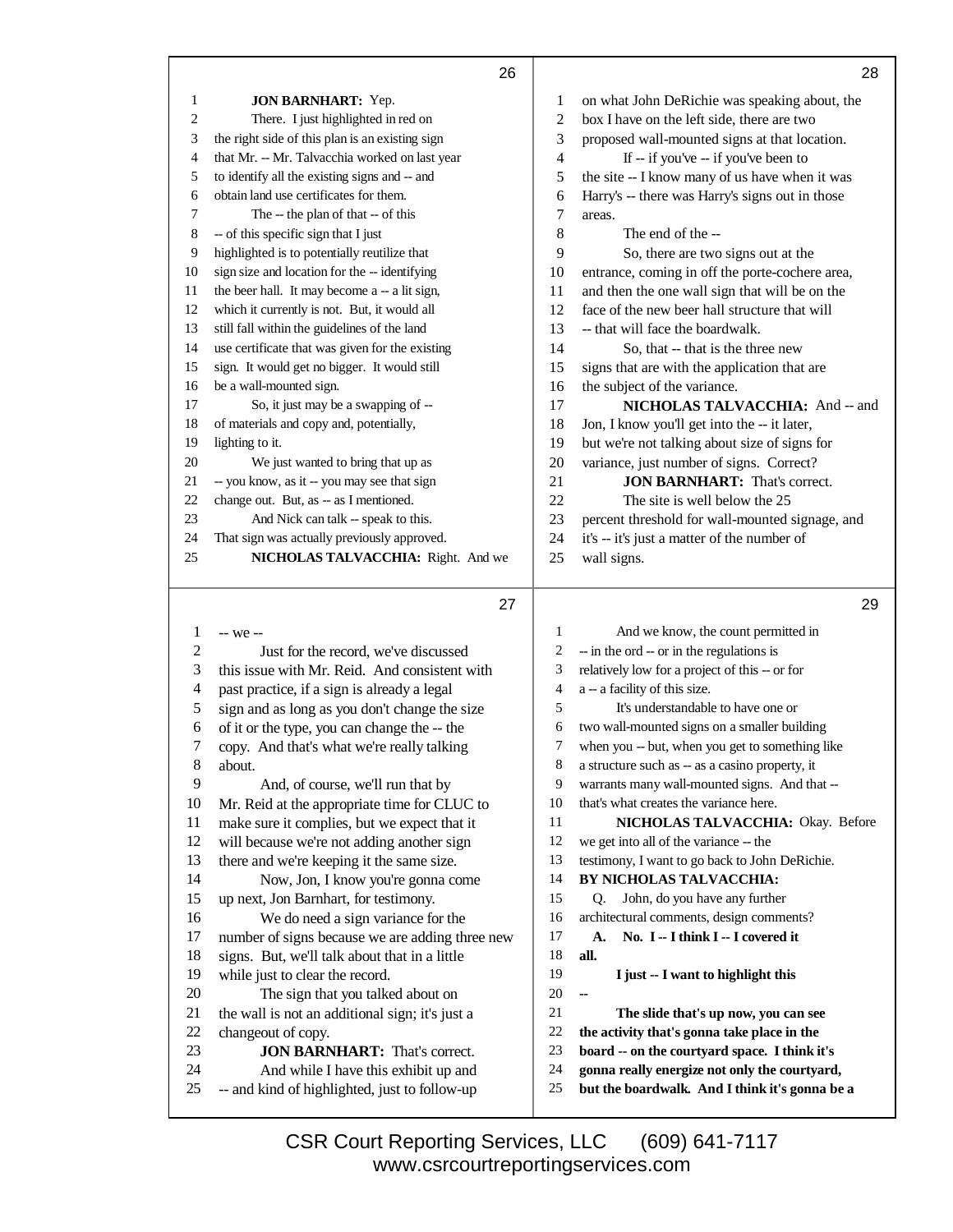JON BARNHART: Yep.

There. I just highlighted in red on the right side of this plan is an existing sign that Mr. -- Mr. Talvacchia worked on last year to identify all the existing signs and -- and obtain land use certificates for them.

The -- the plan of that -- of this -- of this specific sign that I just highlighted is to potentially reutilize that sign size and location for the -- identifying the beer hall. It may become a -- a lit sign, which it currently is not. But, it would all still fall within the guidelines of the land use certificate that was given for the existing sign. It would get no bigger. It would still be a wall-mounted sign.

So, it just may be a swapping of -- of materials and copy and, potentially, lighting to it.

We just wanted to bring that up as -- you know, as it -- you may see that sign change out. But, as -- as I mentioned.

And Nick can talk -- speak to this. That sign was actually previously approved.

**NICHOLAS TALVACCHIA:** Right. And we -- we --

Just for the record, we've discussed this issue with Mr. Reid. And consistent with past practice, if a sign is already a legal sign and as long as you don't change the size of it or the type, you can change the -- the copy. And that's what we're really talking about.

And, of course, we'll run that by Mr. Reid at the appropriate time for CLUC to make sure it complies, but we expect that it will because we're not adding another sign there and we're keeping it the same size.

Now, Jon, I know you're gonna come up next, Jon Barnhart, for testimony.

We do need a sign variance for the number of signs because we are adding three new signs. But, we'll talk about that in a little while just to clear the record.

The sign that you talked about on the wall is not an additional sign; it's just a changeout of copy.

**JON BARNHART:** That's correct.

And while I have this exhibit up and -- and kind of highlighted, just to follow-up on what John DeRichie was speaking about, the box I have on the left side, there are two proposed wall-mounted signs at that location.

If -- if you've -- if you've been to the site -- I know many of us have when it was Harry's -- there was Harry's signs out in those areas.

The end of the --

So, there are two signs out at the entrance, coming in off the porte-cochere area, and then the one wall sign that will be on the face of the new beer hall structure that will -- that will face the boardwalk.

So, that -- that is the three new signs that are with the application that are the subject of the variance.

**NICHOLAS TALVACCHIA:** And -- and Jon, I know you'll get into the -- it later, but we're not talking about size of signs for variance, just number of signs. Correct?

**JON BARNHART:** That's correct.

The site is well below the 25 percent threshold for wall-mounted signage, and it's -- it's just a matter of the number of wall signs.

And we know, the count permitted in -- in the ord -- or in the regulations is relatively low for a project of this -- or for a -- a facility of this size.

It's understandable to have one or two wall-mounted signs on a smaller building when you -- but, when you get to something like a structure such as -- as a casino property, it warrants many wall-mounted signs. And that -- that's what creates the variance here.

**NICHOLAS TALVACCHIA:** Okay. Before we get into all of the variance -- the testimony, I want to go back to John DeRichie.

**BY NICHOLAS TALVACCHIA:**

Q. John, do you have any further architectural comments, design comments?

**A. No. I -- I think I -- I covered it all.**

**I just -- I want to highlight this --**

**The slide that's up now, you can see the activity that's gonna take place in the board -- on the courtyard space. I think it's gonna really energize not only the courtyard, but the boardwalk. And I think it's gonna be a**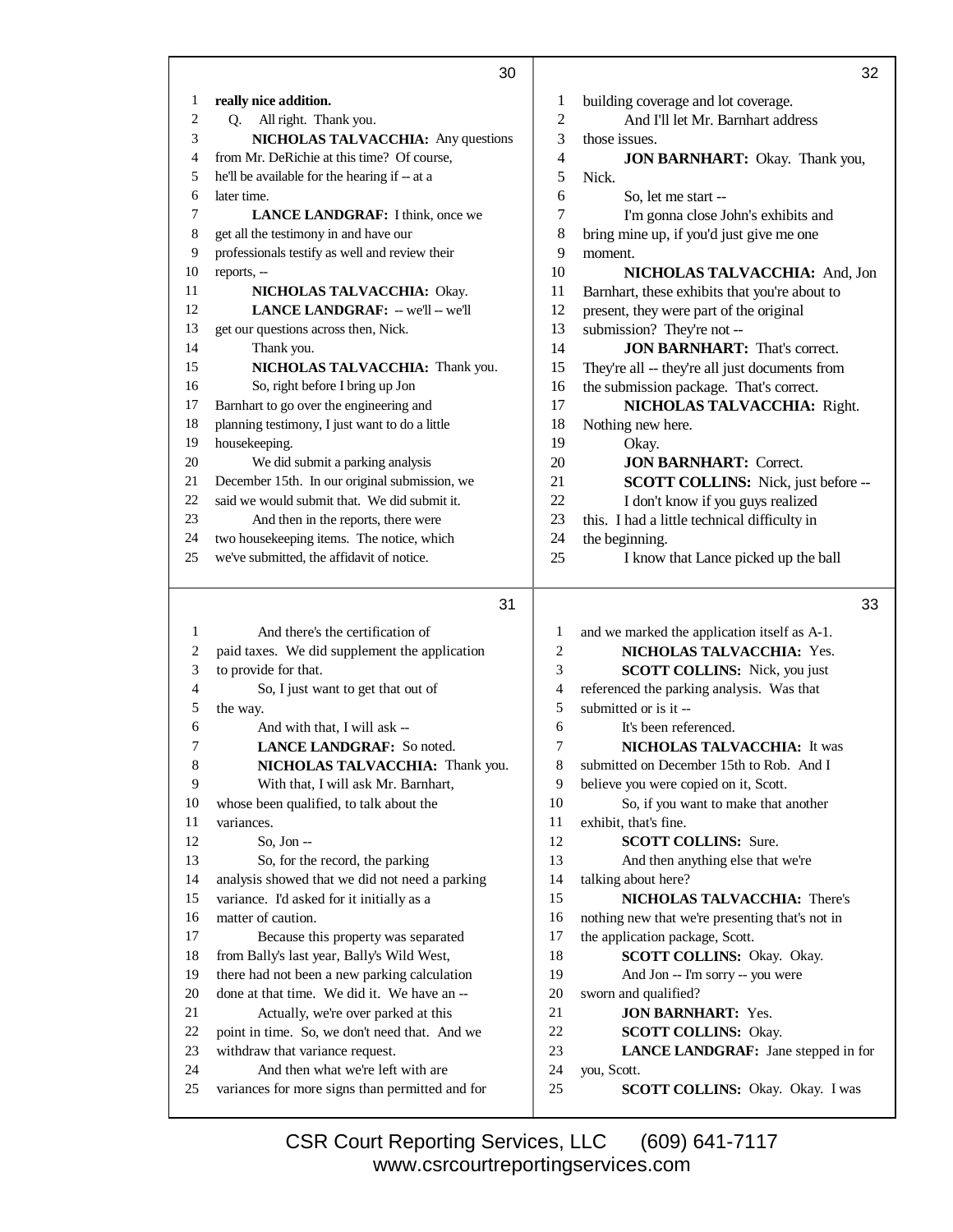**30**

1 **really nice addition.**
2 Q. All right. Thank you.
3 **NICHOLAS TALVACCHIA:** Any questions
4 from Mr. DeRichie at this time? Of course,
5 he'll be available for the hearing if -- at a
6 later time.
7 **LANCE LANDGRAF:** I think, once we
8 get all the testimony in and have our
9 professionals testify as well and review their
10 reports, --
11 **NICHOLAS TALVACCHIA:** Okay.
12 **LANCE LANDGRAF:** -- we'll -- we'll
13 get our questions across then, Nick.
14 Thank you.
15 **NICHOLAS TALVACCHIA:** Thank you.
16 So, right before I bring up Jon
17 Barnhart to go over the engineering and
18 planning testimony, I just want to do a little
19 housekeeping.
20 We did submit a parking analysis
21 December 15th. In our original submission, we
22 said we would submit that. We did submit it.
23 And then in the reports, there were
24 two housekeeping items. The notice, which
25 we've submitted, the affidavit of notice.

**31**

1 And there's the certification of
2 paid taxes. We did supplement the application
3 to provide for that.
4 So, I just want to get that out of
5 the way.
6 And with that, I will ask --
7 **LANCE LANDGRAF:** So noted.
8 **NICHOLAS TALVACCHIA:** Thank you.
9 With that, I will ask Mr. Barnhart,
10 whose been qualified, to talk about the
11 variances.
12 So, Jon --
13 So, for the record, the parking
14 analysis showed that we did not need a parking
15 variance. I'd asked for it initially as a
16 matter of caution.
17 Because this property was separated
18 from Bally's last year, Bally's Wild West,
19 there had not been a new parking calculation
20 done at that time. We did it. We have an --
21 Actually, we're over parked at this
22 point in time. So, we don't need that. And we
23 withdraw that variance request.
24 And then what we're left with are
25 variances for more signs than permitted and for

**32**

1 building coverage and lot coverage.
2 And I'll let Mr. Barnhart address
3 those issues.
4 **JON BARNHART:** Okay. Thank you,
5 Nick.
6 So, let me start --
7 I'm gonna close John's exhibits and
8 bring mine up, if you'd just give me one
9 moment.
10 **NICHOLAS TALVACCHIA:** And, Jon
11 Barnhart, these exhibits that you're about to
12 present, they were part of the original
13 submission? They're not --
14 **JON BARNHART:** That's correct.
15 They're all -- they're all just documents from
16 the submission package. That's correct.
17 **NICHOLAS TALVACCHIA:** Right.
18 Nothing new here.
19 Okay.
20 **JON BARNHART:** Correct.
21 **SCOTT COLLINS:** Nick, just before --
22 I don't know if you guys realized
23 this. I had a little technical difficulty in
24 the beginning.
25 I know that Lance picked up the ball

**33**

1 and we marked the application itself as A-1.
2 **NICHOLAS TALVACCHIA:** Yes.
3 **SCOTT COLLINS:** Nick, you just
4 referenced the parking analysis. Was that
5 submitted or is it --
6 It's been referenced.
7 **NICHOLAS TALVACCHIA:** It was
8 submitted on December 15th to Rob. And I
9 believe you were copied on it, Scott.
10 So, if you want to make that another
11 exhibit, that's fine.
12 **SCOTT COLLINS:** Sure.
13 And then anything else that we're
14 talking about here?
15 **NICHOLAS TALVACCHIA:** There's
16 nothing new that we're presenting that's not in
17 the application package, Scott.
18 **SCOTT COLLINS:** Okay. Okay.
19 And Jon -- I'm sorry -- you were
20 sworn and qualified?
21 **JON BARNHART:** Yes.
22 **SCOTT COLLINS:** Okay.
23 **LANCE LANDGRAF:** Jane stepped in for
24 you, Scott.
25 **SCOTT COLLINS:** Okay. Okay. I was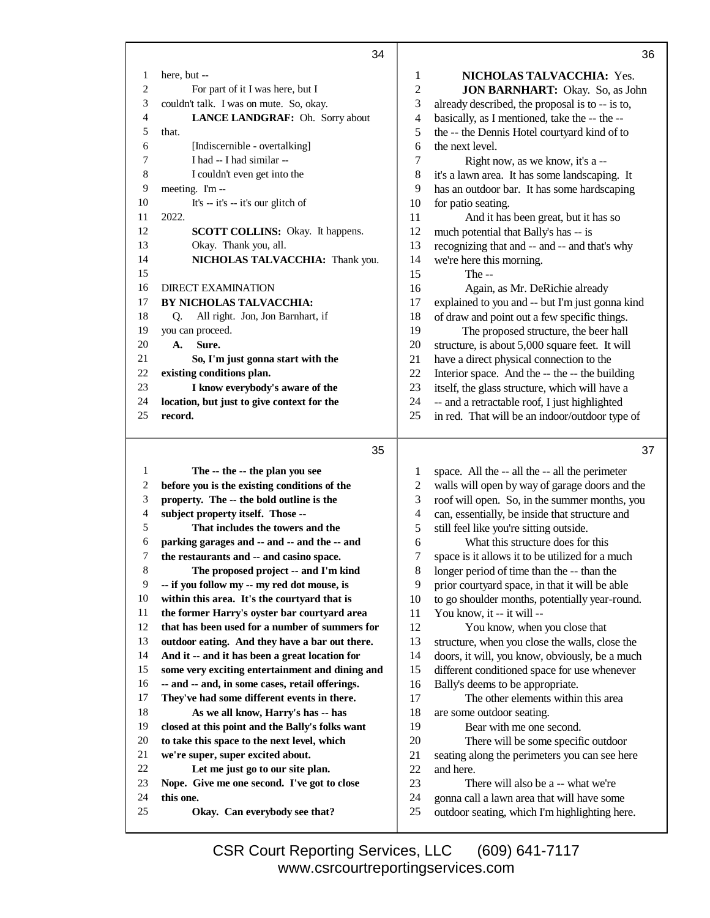here, but --

For part of it I was here, but I couldn't talk. I was on mute. So, okay.

**LANCE LANDGRAF:** Oh. Sorry about that.

[Indiscernible - overtalking]

I had -- I had similar --

I couldn't even get into the meeting. I'm --

It's -- it's -- it's our glitch of 2022.

**SCOTT COLLINS:** Okay. It happens.

Okay. Thank you, all.

**NICHOLAS TALVACCHIA:** Thank you.

DIRECT EXAMINATION

**BY NICHOLAS TALVACCHIA:**

Q. All right. Jon, Jon Barnhart, if you can proceed.

**A. Sure.**

**So, I'm just gonna start with the existing conditions plan.**

**I know everybody's aware of the location, but just to give context for the record.**

**The -- the -- the plan you see before you is the existing conditions of the property. The -- the bold outline is the subject property itself. Those --**

**That includes the towers and the parking garages and -- and -- and the -- and the restaurants and -- and casino space.**

**The proposed project -- and I'm kind -- if you follow my -- my red dot mouse, is within this area. It's the courtyard that is the former Harry's oyster bar courtyard area that has been used for a number of summers for outdoor eating. And they have a bar out there. And it -- and it has been a great location for some very exciting entertainment and dining and -- and -- and, in some cases, retail offerings. They've had some different events in there.**

**As we all know, Harry's has -- has closed at this point and the Bally's folks want to take this space to the next level, which we're super, super excited about.**

**Let me just go to our site plan. Nope. Give me one second. I've got to close this one.**

**Okay. Can everybody see that?**

**NICHOLAS TALVACCHIA:** Yes.

**JON BARNHART:** Okay. So, as John already described, the proposal is to -- is to, basically, as I mentioned, take the -- the -- the -- the Dennis Hotel courtyard kind of to the next level.

Right now, as we know, it's a -- it's a lawn area. It has some landscaping. It has an outdoor bar. It has some hardscaping for patio seating.

And it has been great, but it has so much potential that Bally's has -- is recognizing that and -- and -- and that's why we're here this morning.

The --

Again, as Mr. DeRichie already explained to you and -- but I'm just gonna kind of draw and point out a few specific things.

The proposed structure, the beer hall structure, is about 5,000 square feet. It will have a direct physical connection to the Interior space. And the -- the -- the building itself, the glass structure, which will have a -- and a retractable roof, I just highlighted in red. That will be an indoor/outdoor type of space. All the -- all the -- all the perimeter walls will open by way of garage doors and the roof will open. So, in the summer months, you can, essentially, be inside that structure and still feel like you're sitting outside.

What this structure does for this space is it allows it to be utilized for a much longer period of time than the -- than the prior courtyard space, in that it will be able to go shoulder months, potentially year-round. You know, it -- it will --

You know, when you close that structure, when you close the walls, close the doors, it will, you know, obviously, be a much different conditioned space for use whenever Bally's deems to be appropriate.

The other elements within this area are some outdoor seating.

Bear with me one second.

There will be some specific outdoor seating along the perimeters you can see here and here.

There will also be a -- what we're gonna call a lawn area that will have some outdoor seating, which I'm highlighting here.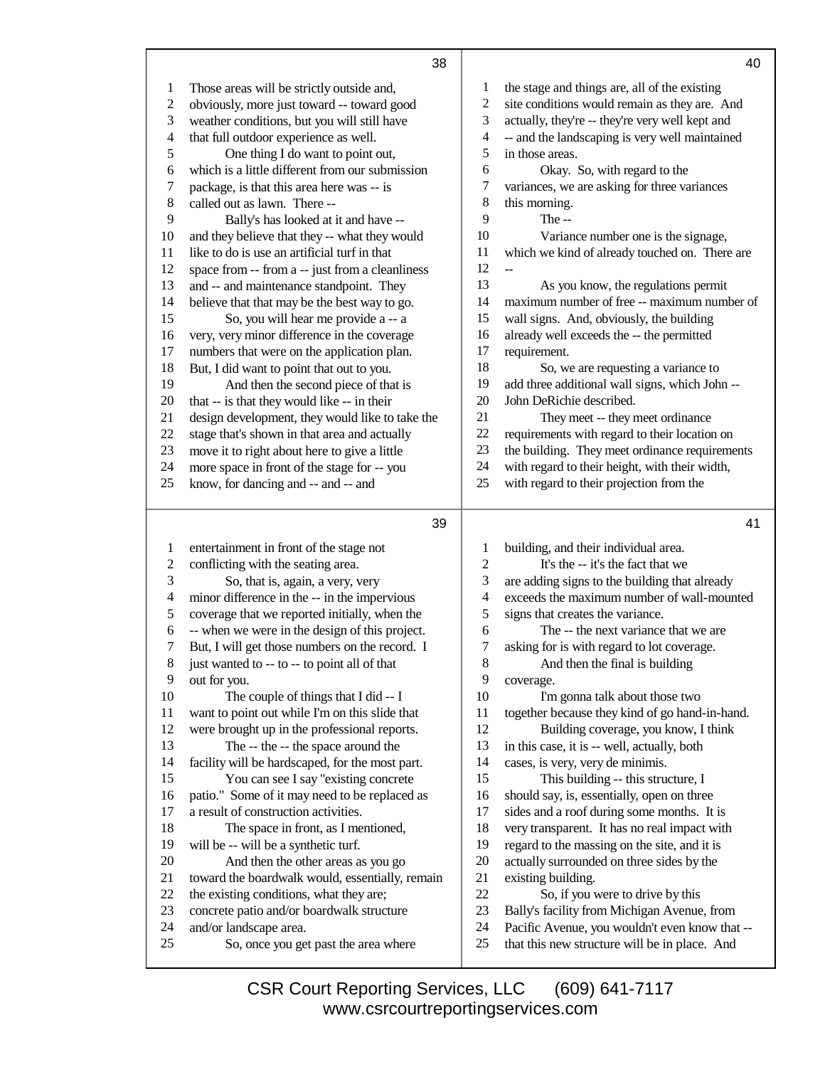Those areas will be strictly outside and, obviously, more just toward -- toward good weather conditions, but you will still have that full outdoor experience as well.

One thing I do want to point out, which is a little different from our submission package, is that this area here was -- is called out as lawn. There --

Bally's has looked at it and have -- and they believe that they -- what they would like to do is use an artificial turf in that space from -- from a -- just from a cleanliness and -- and maintenance standpoint. They believe that that may be the best way to go.

So, you will hear me provide a -- a very, very minor difference in the coverage numbers that were on the application plan. But, I did want to point that out to you.

And then the second piece of that is that -- is that they would like -- in their design development, they would like to take the stage that's shown in that area and actually move it to right about here to give a little more space in front of the stage for -- you know, for dancing and -- and -- and entertainment in front of the stage not conflicting with the seating area.

So, that is, again, a very, very minor difference in the -- in the impervious coverage that we reported initially, when the -- when we were in the design of this project. But, I will get those numbers on the record. I just wanted to -- to -- to point all of that out for you.

The couple of things that I did -- I want to point out while I'm on this slide that were brought up in the professional reports.

The -- the -- the space around the facility will be hardscaped, for the most part.

You can see I say "existing concrete patio." Some of it may need to be replaced as a result of construction activities.

The space in front, as I mentioned, will be -- will be a synthetic turf.

And then the other areas as you go toward the boardwalk would, essentially, remain the existing conditions, what they are; concrete patio and/or boardwalk structure and/or landscape area.

So, once you get past the area where the stage and things are, all of the existing site conditions would remain as they are. And actually, they're -- they're very well kept and -- and the landscaping is very well maintained in those areas.

Okay. So, with regard to the variances, we are asking for three variances this morning.

The --

Variance number one is the signage, which we kind of already touched on. There are --

As you know, the regulations permit maximum number of free -- maximum number of wall signs. And, obviously, the building already well exceeds the -- the permitted requirement.

So, we are requesting a variance to add three additional wall signs, which John -- John DeRichie described.

They meet -- they meet ordinance requirements with regard to their location on the building. They meet ordinance requirements with regard to their height, with their width, with regard to their projection from the building, and their individual area.

It's the -- it's the fact that we are adding signs to the building that already exceeds the maximum number of wall-mounted signs that creates the variance.

The -- the next variance that we are asking for is with regard to lot coverage.

And then the final is building coverage.

I'm gonna talk about those two together because they kind of go hand-in-hand.

Building coverage, you know, I think in this case, it is -- well, actually, both cases, is very, very de minimis.

This building -- this structure, I should say, is, essentially, open on three sides and a roof during some months. It is very transparent. It has no real impact with regard to the massing on the site, and it is actually surrounded on three sides by the existing building.

So, if you were to drive by this Bally's facility from Michigan Avenue, from Pacific Avenue, you wouldn't even know that -- that this new structure will be in place. And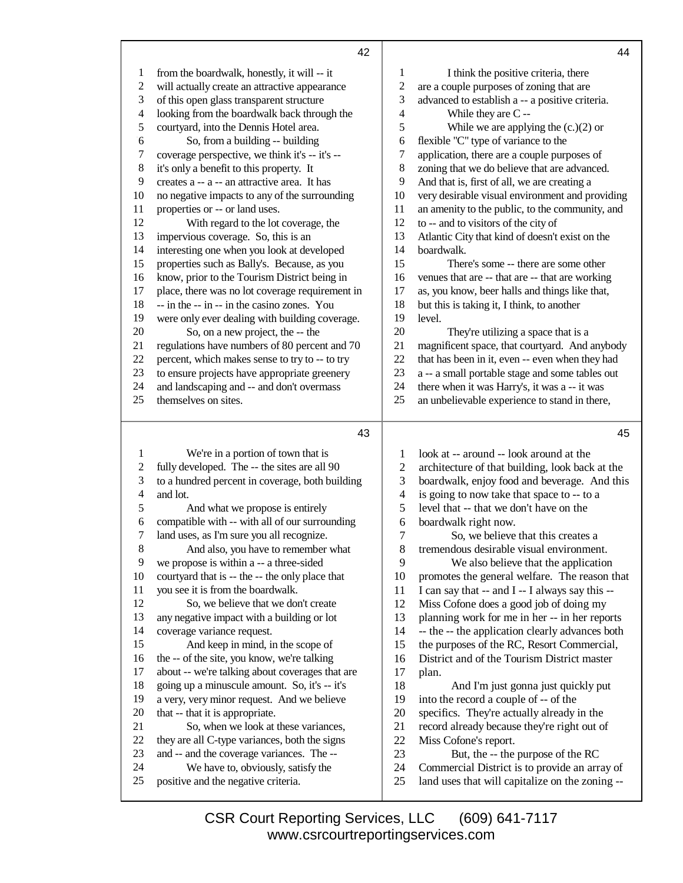from the boardwalk, honestly, it will -- it will actually create an attractive appearance of this open glass transparent structure looking from the boardwalk back through the courtyard, into the Dennis Hotel area.

So, from a building -- building coverage perspective, we think it's -- it's -- it's only a benefit to this property. It creates a -- a -- an attractive area. It has no negative impacts to any of the surrounding properties or -- or land uses.

With regard to the lot coverage, the impervious coverage. So, this is an interesting one when you look at developed properties such as Bally's. Because, as you know, prior to the Tourism District being in place, there was no lot coverage requirement in -- in the -- in -- in the casino zones. You were only ever dealing with building coverage.

So, on a new project, the -- the regulations have numbers of 80 percent and 70 percent, which makes sense to try to -- to try to ensure projects have appropriate greenery and landscaping and -- and don't overmass themselves on sites.

We're in a portion of town that is fully developed. The -- the sites are all 90 to a hundred percent in coverage, both building and lot.

And what we propose is entirely compatible with -- with all of our surrounding land uses, as I'm sure you all recognize.

And also, you have to remember what we propose is within a -- a three-sided courtyard that is -- the -- the only place that you see it is from the boardwalk.

So, we believe that we don't create any negative impact with a building or lot coverage variance request.

And keep in mind, in the scope of the -- of the site, you know, we're talking about -- we're talking about coverages that are going up a minuscule amount. So, it's -- it's a very, very minor request. And we believe that -- that it is appropriate.

So, when we look at these variances, they are all C-type variances, both the signs and -- and the coverage variances. The --

We have to, obviously, satisfy the positive and the negative criteria.

I think the positive criteria, there are a couple purposes of zoning that are advanced to establish a -- a positive criteria.

While they are C --

While we are applying the (c.)(2) or flexible "C" type of variance to the application, there are a couple purposes of zoning that we do believe that are advanced. And that is, first of all, we are creating a very desirable visual environment and providing an amenity to the public, to the community, and to -- and to visitors of the city of Atlantic City that kind of doesn't exist on the boardwalk.

There's some -- there are some other venues that are -- that are -- that are working as, you know, beer halls and things like that, but this is taking it, I think, to another level.

They're utilizing a space that is a magnificent space, that courtyard. And anybody that has been in it, even -- even when they had a -- a small portable stage and some tables out there when it was Harry's, it was a -- it was an unbelievable experience to stand in there, look at -- around -- look around at the architecture of that building, look back at the boardwalk, enjoy food and beverage. And this is going to now take that space to -- to a level that -- that we don't have on the boardwalk right now.

So, we believe that this creates a tremendous desirable visual environment.

We also believe that the application promotes the general welfare. The reason that I can say that -- and I -- I always say this -- Miss Cofone does a good job of doing my planning work for me in her -- in her reports -- the -- the application clearly advances both the purposes of the RC, Resort Commercial, District and of the Tourism District master plan.

And I'm just gonna just quickly put into the record a couple of -- of the specifics. They're actually already in the record already because they're right out of Miss Cofone's report.

But, the -- the purpose of the RC Commercial District is to provide an array of land uses that will capitalize on the zoning --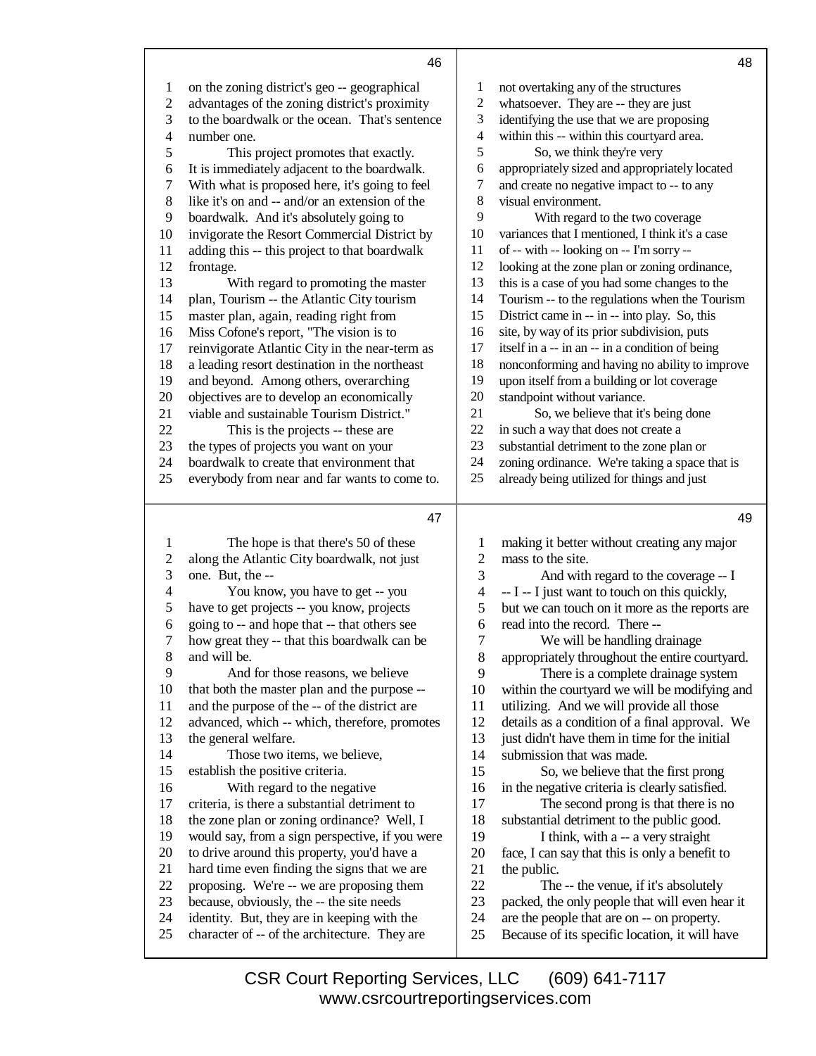on the zoning district's geo -- geographical advantages of the zoning district's proximity to the boardwalk or the ocean. That's sentence number one.

This project promotes that exactly. It is immediately adjacent to the boardwalk. With what is proposed here, it's going to feel like it's on and -- and/or an extension of the boardwalk. And it's absolutely going to invigorate the Resort Commercial District by adding this -- this project to that boardwalk frontage.

With regard to promoting the master plan, Tourism -- the Atlantic City tourism master plan, again, reading right from Miss Cofone's report, "The vision is to reinvigorate Atlantic City in the near-term as a leading resort destination in the northeast and beyond. Among others, overarching objectives are to develop an economically viable and sustainable Tourism District."

This is the projects -- these are the types of projects you want on your boardwalk to create that environment that everybody from near and far wants to come to.

The hope is that there's 50 of these along the Atlantic City boardwalk, not just one. But, the --

You know, you have to get -- you have to get projects -- you know, projects going to -- and hope that -- that others see how great they -- that this boardwalk can be and will be.

And for those reasons, we believe that both the master plan and the purpose -- and the purpose of the -- of the district are advanced, which -- which, therefore, promotes the general welfare.

Those two items, we believe, establish the positive criteria.

With regard to the negative criteria, is there a substantial detriment to the zone plan or zoning ordinance? Well, I would say, from a sign perspective, if you were to drive around this property, you'd have a hard time even finding the signs that we are proposing. We're -- we are proposing them because, obviously, the -- the site needs identity. But, they are in keeping with the character of -- of the architecture. They are not overtaking any of the structures whatsoever. They are -- they are just identifying the use that we are proposing within this -- within this courtyard area.

So, we think they're very appropriately sized and appropriately located and create no negative impact to -- to any visual environment.

With regard to the two coverage variances that I mentioned, I think it's a case of -- with -- looking on -- I'm sorry -- looking at the zone plan or zoning ordinance, this is a case of you had some changes to the Tourism -- to the regulations when the Tourism District came in -- in -- into play. So, this site, by way of its prior subdivision, puts itself in a -- in an -- in a condition of being nonconforming and having no ability to improve upon itself from a building or lot coverage standpoint without variance.

So, we believe that it's being done in such a way that does not create a substantial detriment to the zone plan or zoning ordinance. We're taking a space that is already being utilized for things and just making it better without creating any major mass to the site.

And with regard to the coverage -- I -- I -- I just want to touch on this quickly, but we can touch on it more as the reports are read into the record. There --

We will be handling drainage appropriately throughout the entire courtyard.

There is a complete drainage system within the courtyard we will be modifying and utilizing. And we will provide all those details as a condition of a final approval. We just didn't have them in time for the initial submission that was made.

So, we believe that the first prong in the negative criteria is clearly satisfied.

The second prong is that there is no substantial detriment to the public good.

I think, with a -- a very straight face, I can say that this is only a benefit to the public.

The -- the venue, if it's absolutely packed, the only people that will even hear it are the people that are on -- on property. Because of its specific location, it will have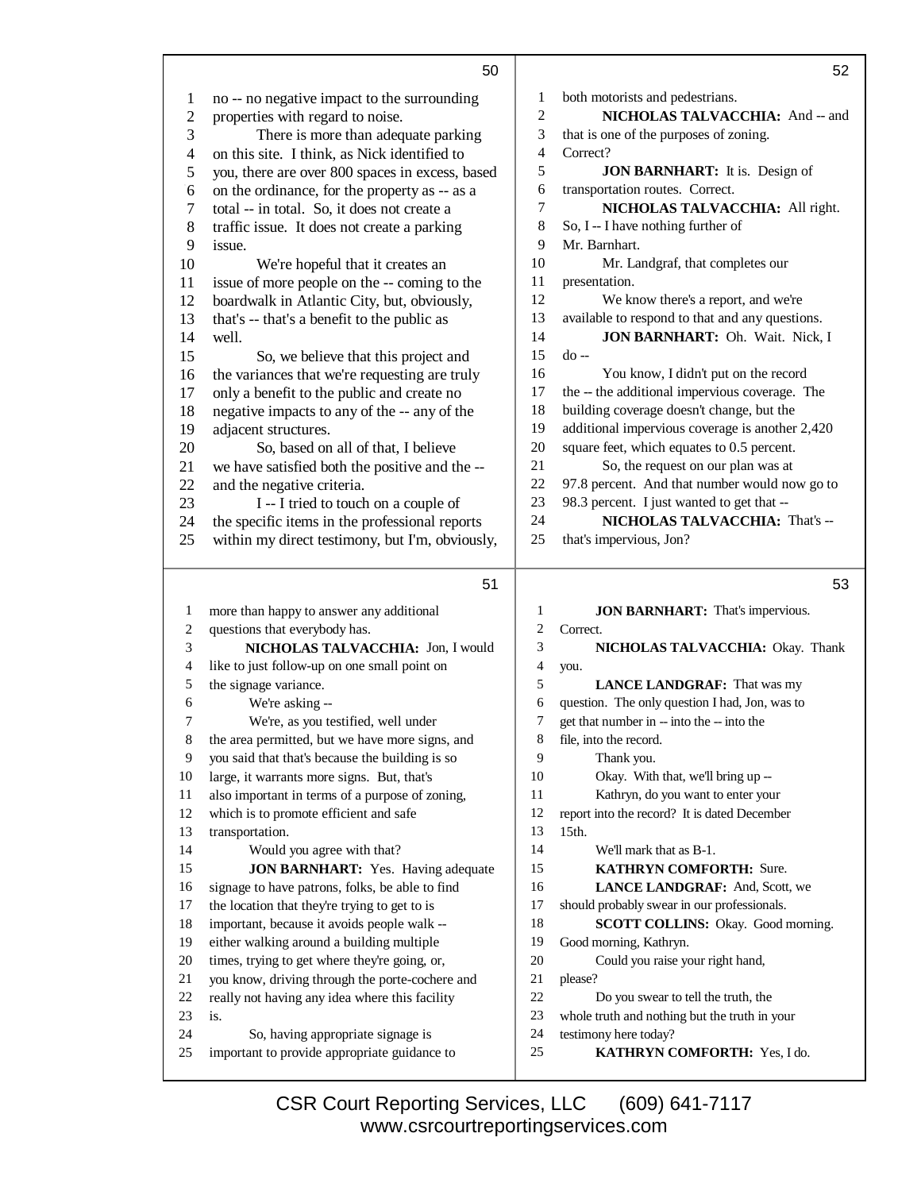no -- no negative impact to the surrounding properties with regard to noise.

There is more than adequate parking on this site. I think, as Nick identified to you, there are over 800 spaces in excess, based on the ordinance, for the property as -- as a total -- in total. So, it does not create a traffic issue. It does not create a parking issue.

We're hopeful that it creates an issue of more people on the -- coming to the boardwalk in Atlantic City, but, obviously, that's -- that's a benefit to the public as well.

So, we believe that this project and the variances that we're requesting are truly only a benefit to the public and create no negative impacts to any of the -- any of the adjacent structures.

So, based on all of that, I believe we have satisfied both the positive and the -- and the negative criteria.

I -- I tried to touch on a couple of the specific items in the professional reports within my direct testimony, but I'm, obviously, more than happy to answer any additional questions that everybody has.

**NICHOLAS TALVACCHIA:** Jon, I would like to just follow-up on one small point on the signage variance.

We're asking --

We're, as you testified, well under the area permitted, but we have more signs, and you said that that's because the building is so large, it warrants more signs. But, that's also important in terms of a purpose of zoning, which is to promote efficient and safe transportation.

Would you agree with that?

**JON BARNHART:** Yes. Having adequate signage to have patrons, folks, be able to find the location that they're trying to get to is important, because it avoids people walk -- either walking around a building multiple times, trying to get where they're going, or, you know, driving through the porte-cochere and really not having any idea where this facility is.

So, having appropriate signage is important to provide appropriate guidance to both motorists and pedestrians.

**NICHOLAS TALVACCHIA:** And -- and that is one of the purposes of zoning. Correct?

**JON BARNHART:** It is. Design of transportation routes. Correct.

**NICHOLAS TALVACCHIA:** All right. So, I -- I have nothing further of Mr. Barnhart.

Mr. Landgraf, that completes our presentation.

We know there's a report, and we're available to respond to that and any questions.

**JON BARNHART:** Oh. Wait. Nick, I do --

You know, I didn't put on the record the -- the additional impervious coverage. The building coverage doesn't change, but the additional impervious coverage is another 2,420 square feet, which equates to 0.5 percent.

So, the request on our plan was at 97.8 percent. And that number would now go to 98.3 percent. I just wanted to get that --

**NICHOLAS TALVACCHIA:** That's -- that's impervious, Jon?

**JON BARNHART:** That's impervious. Correct.

**NICHOLAS TALVACCHIA:** Okay. Thank you.

**LANCE LANDGRAF:** That was my question. The only question I had, Jon, was to get that number in -- into the -- into the file, into the record.

Thank you.

Okay. With that, we'll bring up --

Kathryn, do you want to enter your report into the record? It is dated December 15th.

We'll mark that as B-1.

**KATHRYN COMFORTH:** Sure.

**LANCE LANDGRAF:** And, Scott, we should probably swear in our professionals.

**SCOTT COLLINS:** Okay. Good morning. Good morning, Kathryn.

Could you raise your right hand, please?

Do you swear to tell the truth, the whole truth and nothing but the truth in your testimony here today?

**KATHRYN COMFORTH:** Yes, I do.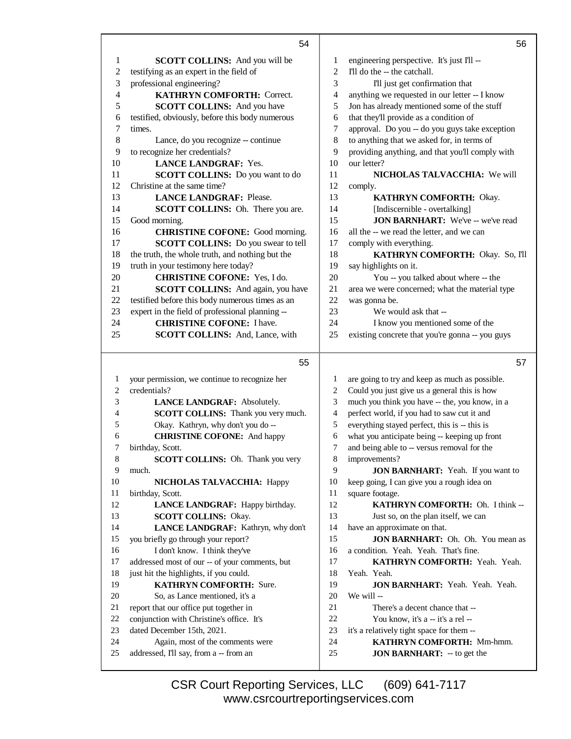**SCOTT COLLINS:** And you will be testifying as an expert in the field of professional engineering?

**KATHRYN COMFORTH:** Correct.

**SCOTT COLLINS:** And you have testified, obviously, before this body numerous times.

Lance, do you recognize -- continue to recognize her credentials?

**LANCE LANDGRAF:** Yes.

**SCOTT COLLINS:** Do you want to do Christine at the same time?

**LANCE LANDGRAF:** Please.

**SCOTT COLLINS:** Oh. There you are. Good morning.

**CHRISTINE COFONE:** Good morning.

**SCOTT COLLINS:** Do you swear to tell the truth, the whole truth, and nothing but the truth in your testimony here today?

**CHRISTINE COFONE:** Yes, I do.

**SCOTT COLLINS:** And again, you have testified before this body numerous times as an expert in the field of professional planning --

**CHRISTINE COFONE:** I have.

**SCOTT COLLINS:** And, Lance, with your permission, we continue to recognize her credentials?

**LANCE LANDGRAF:** Absolutely.

**SCOTT COLLINS:** Thank you very much.

Okay. Kathryn, why don't you do --

**CHRISTINE COFONE:** And happy birthday, Scott.

**SCOTT COLLINS:** Oh. Thank you very much.

**NICHOLAS TALVACCHIA:** Happy birthday, Scott.

**LANCE LANDGRAF:** Happy birthday.

**SCOTT COLLINS:** Okay.

**LANCE LANDGRAF:** Kathryn, why don't you briefly go through your report?

I don't know. I think they've addressed most of our -- of your comments, but just hit the highlights, if you could.

**KATHRYN COMFORTH:** Sure.

So, as Lance mentioned, it's a report that our office put together in conjunction with Christine's office. It's dated December 15th, 2021.

Again, most of the comments were addressed, I'll say, from a -- from an engineering perspective. It's just I'll -- I'll do the -- the catchall.

I'll just get confirmation that anything we requested in our letter -- I know Jon has already mentioned some of the stuff that they'll provide as a condition of approval. Do you -- do you guys take exception to anything that we asked for, in terms of providing anything, and that you'll comply with our letter?

**NICHOLAS TALVACCHIA:** We will comply.

**KATHRYN COMFORTH:** Okay.

[Indiscernible - overtalking]

**JON BARNHART:** We've -- we've read all the -- we read the letter, and we can comply with everything.

**KATHRYN COMFORTH:** Okay. So, I'll say highlights on it.

You -- you talked about where -- the area we were concerned; what the material type was gonna be.

We would ask that --

I know you mentioned some of the existing concrete that you're gonna -- you guys are going to try and keep as much as possible. Could you just give us a general this is how much you think you have -- the, you know, in a perfect world, if you had to saw cut it and everything stayed perfect, this is -- this is what you anticipate being -- keeping up front and being able to -- versus removal for the improvements?

**JON BARNHART:** Yeah. If you want to keep going, I can give you a rough idea on square footage.

**KATHRYN COMFORTH:** Oh. I think --

Just so, on the plan itself, we can have an approximate on that.

**JON BARNHART:** Oh. Oh. You mean as a condition. Yeah. Yeah. That's fine.

**KATHRYN COMFORTH:** Yeah. Yeah. Yeah. Yeah.

**JON BARNHART:** Yeah. Yeah. Yeah. We will --

There's a decent chance that --

You know, it's a -- it's a rel -- it's a relatively tight space for them --

**KATHRYN COMFORTH:** Mm-hmm.

**JON BARNHART:** -- to get the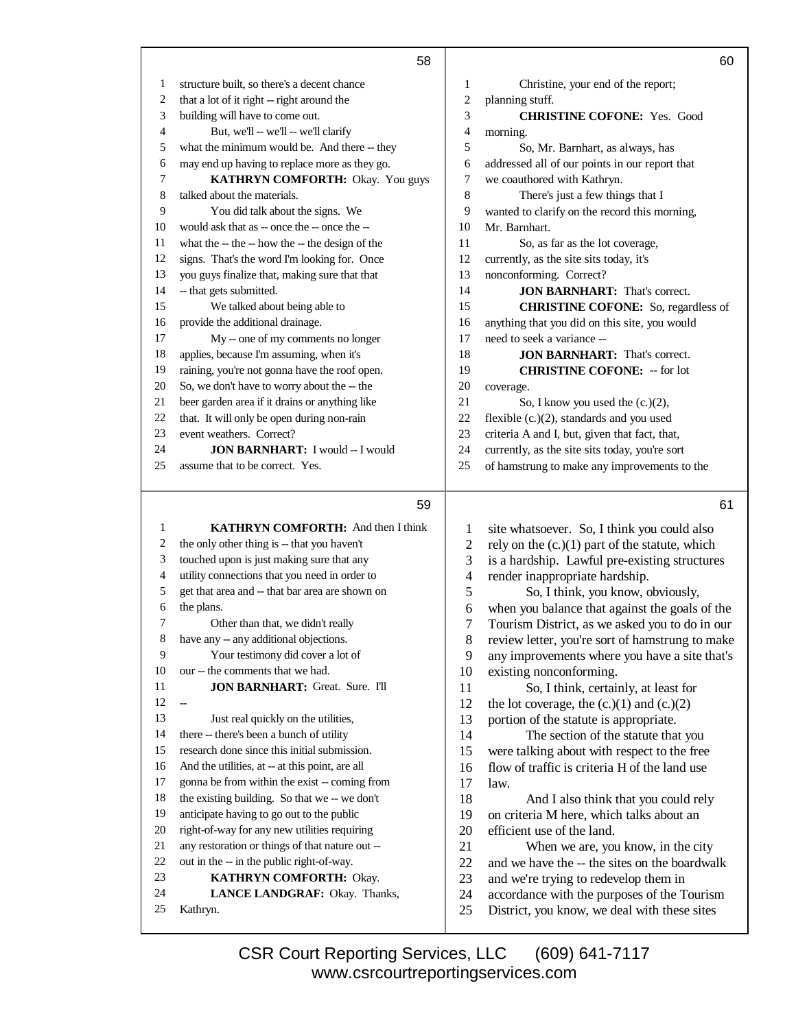structure built, so there's a decent chance that a lot of it right -- right around the building will have to come out.

But, we'll -- we'll -- we'll clarify what the minimum would be. And there -- they may end up having to replace more as they go.

**KATHRYN COMFORTH:** Okay. You guys talked about the materials.

You did talk about the signs. We would ask that as -- once the -- once the -- what the -- the -- how the -- the design of the signs. That's the word I'm looking for. Once you guys finalize that, making sure that that -- that gets submitted.

We talked about being able to provide the additional drainage.

My -- one of my comments no longer applies, because I'm assuming, when it's raining, you're not gonna have the roof open. So, we don't have to worry about the -- the beer garden area if it drains or anything like that. It will only be open during non-rain event weathers. Correct?

**JON BARNHART:** I would -- I would assume that to be correct. Yes.

**KATHRYN COMFORTH:** And then I think the only other thing is -- that you haven't touched upon is just making sure that any utility connections that you need in order to get that area and -- that bar area are shown on the plans.

Other than that, we didn't really have any -- any additional objections.

Your testimony did cover a lot of our -- the comments that we had.

**JON BARNHART:** Great. Sure. I'll --

Just real quickly on the utilities, there -- there's been a bunch of utility research done since this initial submission. And the utilities, at -- at this point, are all gonna be from within the exist -- coming from the existing building. So that we -- we don't anticipate having to go out to the public right-of-way for any new utilities requiring any restoration or things of that nature out -- out in the -- in the public right-of-way.

**KATHRYN COMFORTH:** Okay.

**LANCE LANDGRAF:** Okay. Thanks, Kathryn.

Christine, your end of the report; planning stuff.

**CHRISTINE COFONE:** Yes. Good morning.

So, Mr. Barnhart, as always, has addressed all of our points in our report that we coauthored with Kathryn.

There's just a few things that I wanted to clarify on the record this morning, Mr. Barnhart.

So, as far as the lot coverage, currently, as the site sits today, it's nonconforming. Correct?

**JON BARNHART:** That's correct.

**CHRISTINE COFONE:** So, regardless of anything that you did on this site, you would need to seek a variance --

**JON BARNHART:** That's correct.

**CHRISTINE COFONE:** -- for lot coverage.

So, I know you used the (c.)(2), flexible (c.)(2), standards and you used criteria A and I, but, given that fact, that, currently, as the site sits today, you're sort of hamstrung to make any improvements to the site whatsoever. So, I think you could also rely on the (c.)(1) part of the statute, which is a hardship. Lawful pre-existing structures render inappropriate hardship.

So, I think, you know, obviously, when you balance that against the goals of the Tourism District, as we asked you to do in our review letter, you're sort of hamstrung to make any improvements where you have a site that's existing nonconforming.

So, I think, certainly, at least for the lot coverage, the (c.)(1) and (c.)(2) portion of the statute is appropriate.

The section of the statute that you were talking about with respect to the free flow of traffic is criteria H of the land use law.

And I also think that you could rely on criteria M here, which talks about an efficient use of the land.

When we are, you know, in the city and we have the -- the sites on the boardwalk and we're trying to redevelop them in accordance with the purposes of the Tourism District, you know, we deal with these sites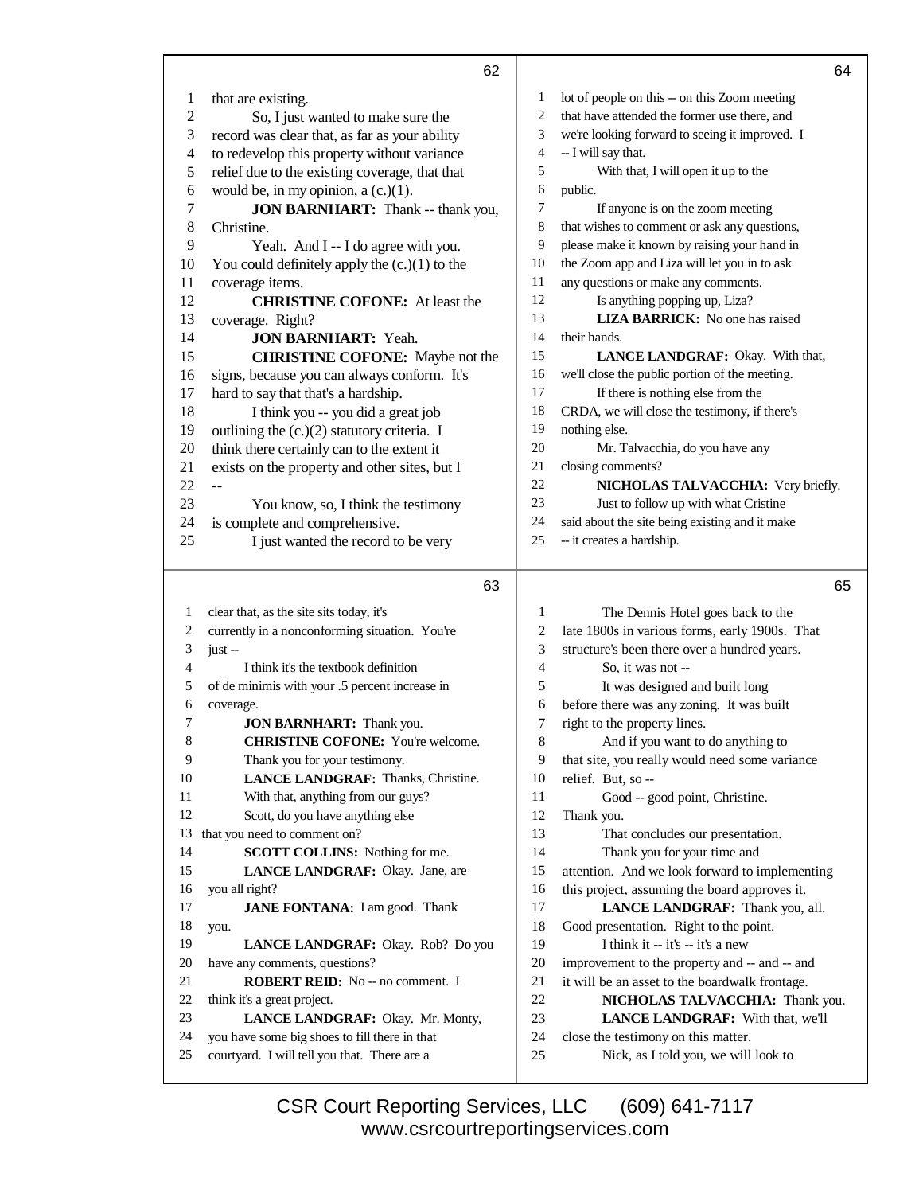62

1 that are existing.
2 So, I just wanted to make sure the
3 record was clear that, as far as your ability
4 to redevelop this property without variance
5 relief due to the existing coverage, that that
6 would be, in my opinion, a (c.)(1).
7 **JON BARNHART:** Thank -- thank you,
8 Christine.
9 Yeah. And I -- I do agree with you.
10 You could definitely apply the (c.)(1) to the
11 coverage items.
12 **CHRISTINE COFONE:** At least the
13 coverage. Right?
14 **JON BARNHART:** Yeah.
15 **CHRISTINE COFONE:** Maybe not the
16 signs, because you can always conform. It's
17 hard to say that that's a hardship.
18 I think you -- you did a great job
19 outlining the (c.)(2) statutory criteria. I
20 think there certainly can to the extent it
21 exists on the property and other sites, but I
22 --
23 You know, so, I think the testimony
24 is complete and comprehensive.
25 I just wanted the record to be very

63

1 clear that, as the site sits today, it's
2 currently in a nonconforming situation. You're
3 just --
4 I think it's the textbook definition
5 of de minimis with your .5 percent increase in
6 coverage.
7 **JON BARNHART:** Thank you.
8 **CHRISTINE COFONE:** You're welcome.
9 Thank you for your testimony.
10 **LANCE LANDGRAF:** Thanks, Christine.
11 With that, anything from our guys?
12 Scott, do you have anything else
13 that you need to comment on?
14 **SCOTT COLLINS:** Nothing for me.
15 **LANCE LANDGRAF:** Okay. Jane, are
16 you all right?
17 **JANE FONTANA:** I am good. Thank
18 you.
19 **LANCE LANDGRAF:** Okay. Rob? Do you
20 have any comments, questions?
21 **ROBERT REID:** No -- no comment. I
22 think it's a great project.
23 **LANCE LANDGRAF:** Okay. Mr. Monty,
24 you have some big shoes to fill there in that
25 courtyard. I will tell you that. There are a

64

1 lot of people on this -- on this Zoom meeting
2 that have attended the former use there, and
3 we're looking forward to seeing it improved. I
4 -- I will say that.
5 With that, I will open it up to the
6 public.
7 If anyone is on the zoom meeting
8 that wishes to comment or ask any questions,
9 please make it known by raising your hand in
10 the Zoom app and Liza will let you in to ask
11 any questions or make any comments.
12 Is anything popping up, Liza?
13 **LIZA BARRICK:** No one has raised
14 their hands.
15 **LANCE LANDGRAF:** Okay. With that,
16 we'll close the public portion of the meeting.
17 If there is nothing else from the
18 CRDA, we will close the testimony, if there's
19 nothing else.
20 Mr. Talvacchia, do you have any
21 closing comments?
22 **NICHOLAS TALVACCHIA:** Very briefly.
23 Just to follow up with what Cristine
24 said about the site being existing and it make
25 -- it creates a hardship.

65

1 The Dennis Hotel goes back to the
2 late 1800s in various forms, early 1900s. That
3 structure's been there over a hundred years.
4 So, it was not --
5 It was designed and built long
6 before there was any zoning. It was built
7 right to the property lines.
8 And if you want to do anything to
9 that site, you really would need some variance
10 relief. But, so --
11 Good -- good point, Christine.
12 Thank you.
13 That concludes our presentation.
14 Thank you for your time and
15 attention. And we look forward to implementing
16 this project, assuming the board approves it.
17 **LANCE LANDGRAF:** Thank you, all.
18 Good presentation. Right to the point.
19 I think it -- it's -- it's a new
20 improvement to the property and -- and -- and
21 it will be an asset to the boardwalk frontage.
22 **NICHOLAS TALVACCHIA:** Thank you.
23 **LANCE LANDGRAF:** With that, we'll
24 close the testimony on this matter.
25 Nick, as I told you, we will look to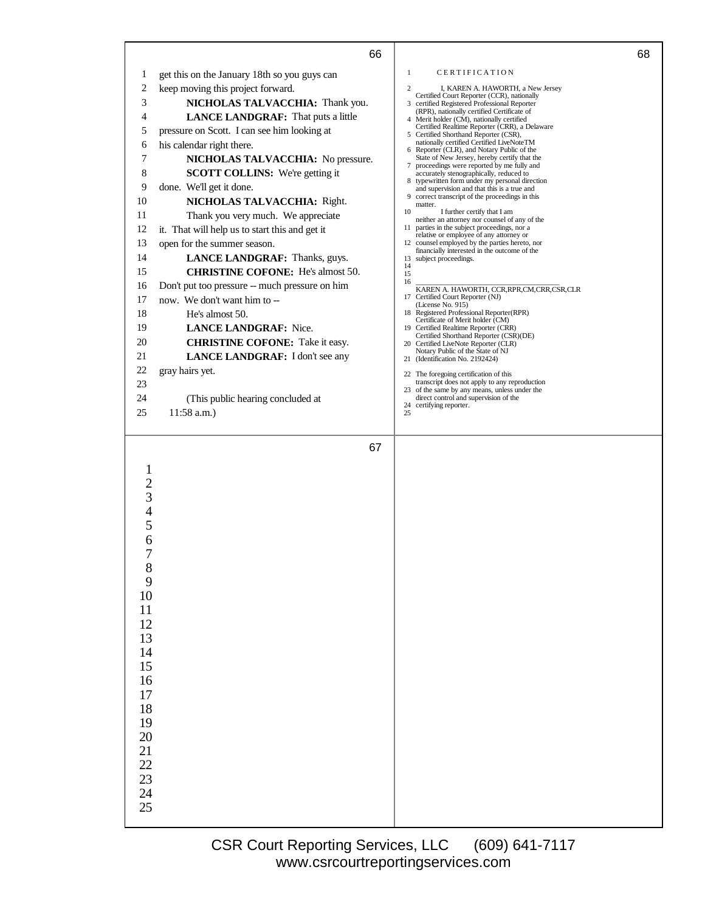get this on the January 18th so you guys can keep moving this project forward.

**NICHOLAS TALVACCHIA:** Thank you.

**LANCE LANDGRAF:** That puts a little pressure on Scott. I can see him looking at his calendar right there.

**NICHOLAS TALVACCHIA:** No pressure.

**SCOTT COLLINS:** We're getting it done. We'll get it done.

**NICHOLAS TALVACCHIA:** Right.

Thank you very much. We appreciate it. That will help us to start this and get it open for the summer season.

**LANCE LANDGRAF:** Thanks, guys.

**CHRISTINE COFONE:** He's almost 50. Don't put too pressure -- much pressure on him now. We don't want him to --

He's almost 50.

**LANCE LANDGRAF:** Nice.

**CHRISTINE COFONE:** Take it easy.

**LANCE LANDGRAF:** I don't see any gray hairs yet.

(This public hearing concluded at 11:58 a.m.)

C E R T I F I C A T I O N

I, KAREN A. HAWORTH, a New Jersey Certified Court Reporter (CCR), nationally certified Registered Professional Reporter (RPR), nationally certified Certificate of Merit holder (CM), nationally certified Certified Realtime Reporter (CRR), a Delaware Certified Shorthand Reporter (CSR), nationally certified Certified LiveNoteTM Reporter (CLR), and Notary Public of the State of New Jersey, hereby certify that the proceedings were reported by me fully and accurately stenographically, reduced to typewritten form under my personal direction and supervision and that this is a true and correct transcript of the proceedings in this matter.

I further certify that I am neither an attorney nor counsel of any of the parties in the subject proceedings, nor a relative or employee of any attorney or counsel employed by the parties hereto, nor financially interested in the outcome of the subject proceedings.

\_\_\_\_\_\_\_\_\_\_\_\_\_\_\_\_\_\_\_\_\_\_\_\_\_\_\_\_\_\_\_\_\_\_\_\_

KAREN A. HAWORTH, CCR,RPR,CM,CRR,CSR,CLR
Certified Court Reporter (NJ)
(License No. 915)
Registered Professional Reporter(RPR)
Certificate of Merit holder (CM)
Certified Realtime Reporter (CRR)
Certified Shorthand Reporter (CSR)(DE)
Certified LiveNote Reporter (CLR)
Notary Public of the State of NJ
(Identification No. 2192424)

The foregoing certification of this transcript does not apply to any reproduction of the same by any means, unless under the direct control and supervision of the certifying reporter.

CSR Court Reporting Services, LLC (609) 641-7117
www.csrcourtreportingservices.com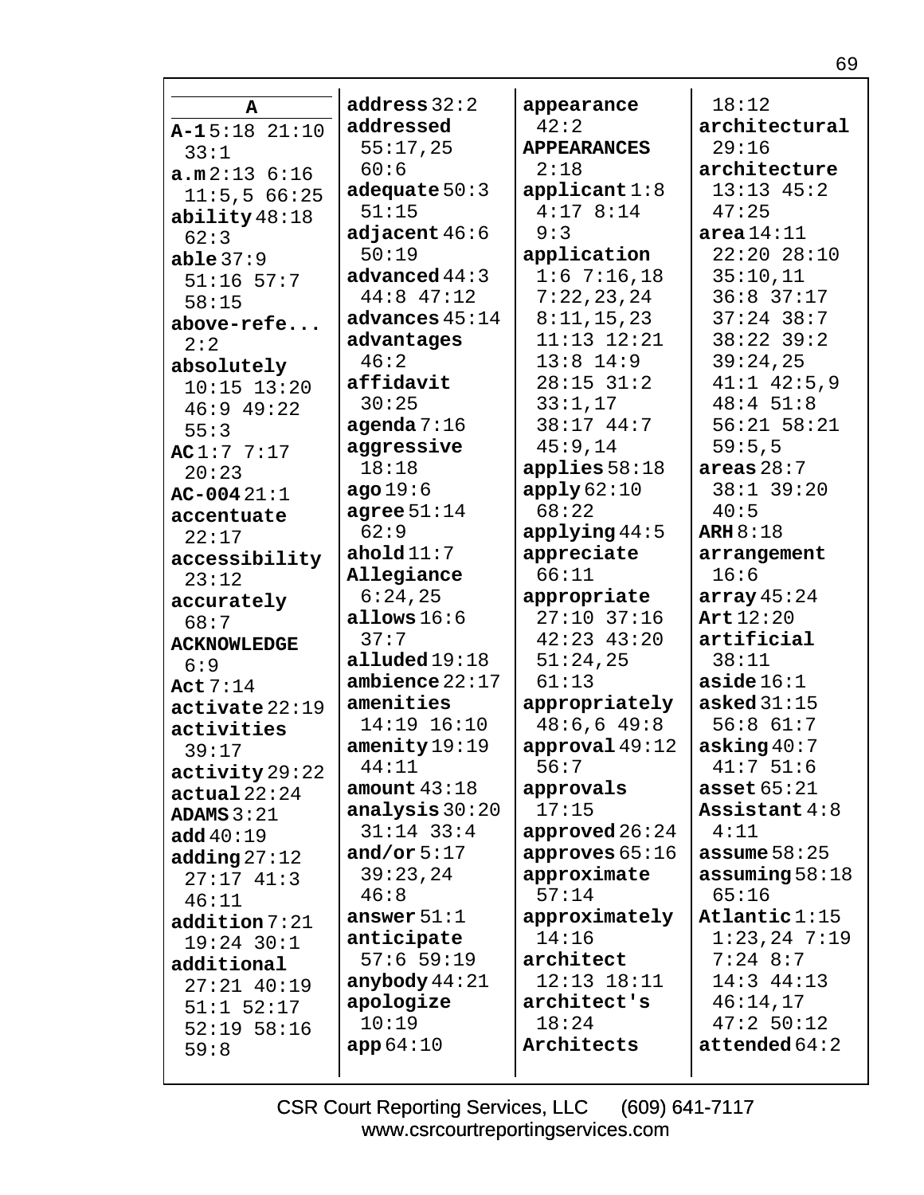## A

**A-1** 5:18 21:10 33:1
**a.m** 2:13 6:16 11:5,5 66:25
**ability** 48:18 62:3
**able** 37:9 51:16 57:7 58:15
**above-refe...** 2:2
**absolutely** 10:15 13:20 46:9 49:22 55:3
**AC** 1:7 7:17 20:23
**AC-004** 21:1
**accentuate** 22:17
**accessibility** 23:12
**accurately** 68:7
**ACKNOWLEDGE** 6:9
**Act** 7:14
**activate** 22:19
**activities** 39:17
**activity** 29:22
**actual** 22:24
**ADAMS** 3:21
**add** 40:19
**adding** 27:12 27:17 41:3 46:11
**addition** 7:21 19:24 30:1
**additional** 27:21 40:19 51:1 52:17 52:19 58:16 59:8
**address** 32:2
**addressed** 55:17,25 60:6
**adequate** 50:3 51:15
**adjacent** 46:6 50:19
**advanced** 44:3 44:8 47:12
**advances** 45:14
**advantages** 46:2
**affidavit** 30:25
**agenda** 7:16
**aggressive** 18:18
**ago** 19:6
**agree** 51:14 62:9
**ahold** 11:7
**Allegiance** 6:24,25
**allows** 16:6 37:7
**alluded** 19:18
**ambience** 22:17
**amenities** 14:19 16:10
**amenity** 19:19 44:11
**amount** 43:18
**analysis** 30:20 31:14 33:4
**and/or** 5:17 39:23,24 46:8
**answer** 51:1
**anticipate** 57:6 59:19
**anybody** 44:21
**apologize** 10:19
**app** 64:10
**appearance** 42:2
**APPEARANCES** 2:18
**applicant** 1:8 4:17 8:14 9:3
**application** 1:6 7:16,18 7:22,23,24 8:11,15,23 11:13 12:21 13:8 14:9 28:15 31:2 33:1,17 38:17 44:7 45:9,14
**applies** 58:18
**apply** 62:10 68:22
**applying** 44:5
**appreciate** 66:11
**appropriate** 27:10 37:16 42:23 43:20 51:24,25 61:13
**appropriately** 48:6,6 49:8
**approval** 49:12 56:7
**approvals** 17:15
**approved** 26:24
**approves** 65:16
**approximate** 57:14
**approximately** 14:16
**architect** 12:13 18:11
**architect's** 18:24
**Architects** 18:12
**architectural** 29:16
**architecture** 13:13 45:2 47:25
**area** 14:11 22:20 28:10 35:10,11 36:8 37:17 37:24 38:7 38:22 39:2 39:24,25 41:1 42:5,9 48:4 51:8 56:21 58:21 59:5,5
**areas** 28:7 38:1 39:20 40:5
**ARH** 8:18
**arrangement** 16:6
**array** 45:24
**Art** 12:20
**artificial** 38:11
**aside** 16:1
**asked** 31:15 56:8 61:7
**asking** 40:7 41:7 51:6
**asset** 65:21
**Assistant** 4:8 4:11
**assume** 58:25
**assuming** 58:18 65:16
**Atlantic** 1:15 1:23,24 7:19 7:24 8:7 14:3 44:13 46:14,17 47:2 50:12
**attended** 64:2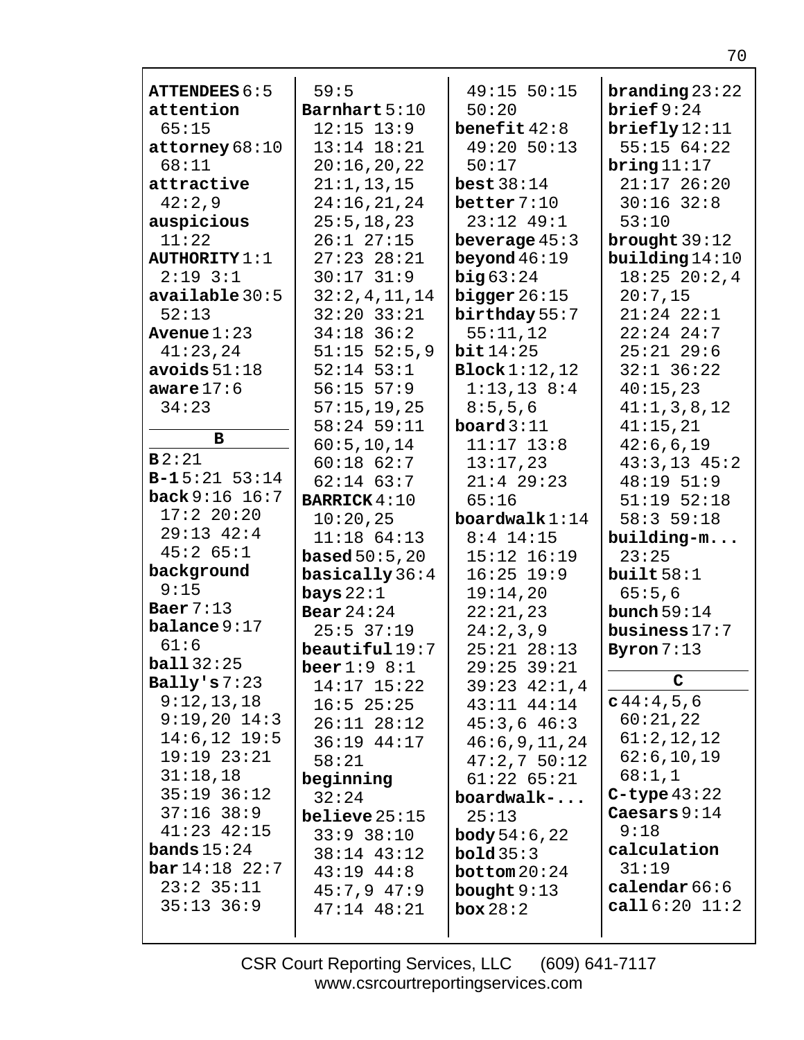**ATTENDEES** 6:5
**attention** 65:15
**attorney** 68:10 68:11
**attractive** 42:2,9
**auspicious** 11:22
**AUTHORITY** 1:1 2:19 3:1
**available** 30:5 52:13
**Avenue** 1:23 41:23,24
**avoids** 51:18
**aware** 17:6 34:23

**B**

**B** 2:21
**B-1** 5:21 53:14
**back** 9:16 16:7 17:2 20:20 29:13 42:4 45:2 65:1
**background** 9:15
**Baer** 7:13
**balance** 9:17 61:6
**ball** 32:25
**Bally's** 7:23 9:12,13,18 9:19,20 14:3 14:6,12 19:5 19:19 23:21 31:18,18 35:19 36:12 37:16 38:9 41:23 42:15
**bands** 15:24
**bar** 14:18 22:7 23:2 35:11 35:13 36:9 59:5
**Barnhart** 5:10 12:15 13:9 13:14 18:21 20:16,20,22 21:1,13,15 24:16,21,24 25:5,18,23 26:1 27:15 27:23 28:21 30:17 31:9 32:2,4,11,14 32:20 33:21 34:18 36:2 51:15 52:5,9 52:14 53:1 56:15 57:9 57:15,19,25 58:24 59:11 60:5,10,14 60:18 62:7 62:14 63:7
**BARRICK** 4:10 10:20,25 11:18 64:13
**based** 50:5,20
**basically** 36:4
**bays** 22:1
**Bear** 24:24 25:5 37:19
**beautiful** 19:7
**beer** 1:9 8:1 14:17 15:22 16:5 25:25 26:11 28:12 36:19 44:17 58:21
**beginning** 32:24
**believe** 25:15 33:9 38:10 38:14 43:12 43:19 44:8 45:7,9 47:9 47:14 48:21 49:15 50:15 50:20
**benefit** 42:8 49:20 50:13 50:17
**best** 38:14
**better** 7:10 23:12 49:1
**beverage** 45:3
**beyond** 46:19
**big** 63:24
**bigger** 26:15
**birthday** 55:7 55:11,12
**bit** 14:25
**Block** 1:12,12 1:13,13 8:4 8:5,5,6
**board** 3:11 11:17 13:8 13:17,23 21:4 29:23 65:16
**boardwalk** 1:14 8:4 14:15 15:12 16:19 16:25 19:9 19:14,20 22:21,23 24:2,3,9 25:21 28:13 29:25 39:21 39:23 42:1,4 43:11 44:14 45:3,6 46:3 46:6,9,11,24 47:2,7 50:12 61:22 65:21
**boardwalk-...** 25:13
**body** 54:6,22
**bold** 35:3
**bottom** 20:24
**bought** 9:13
**box** 28:2
**branding** 23:22
**brief** 9:24
**briefly** 12:11 55:15 64:22
**bring** 11:17 21:17 26:20 30:16 32:8 53:10
**brought** 39:12
**building** 14:10 18:25 20:2,4 20:7,15 21:24 22:1 22:24 24:7 25:21 29:6 32:1 36:22 40:15,23 41:1,3,8,12 41:15,21 42:6,6,19 43:3,13 45:2 48:19 51:9 51:19 52:18 58:3 59:18
**building-m...** 23:25
**built** 58:1 65:5,6
**bunch** 59:14
**business** 17:7
**Byron** 7:13

**C**

**c** 44:4,5,6 60:21,22 61:2,12,12 62:6,10,19 68:1,1
**C-type** 43:22
**Caesars** 9:14 9:18
**calculation** 31:19
**calendar** 66:6
**call** 6:20 11:2

CSR Court Reporting Services, LLC (609) 641-7117
www.csrcourtreportingservices.com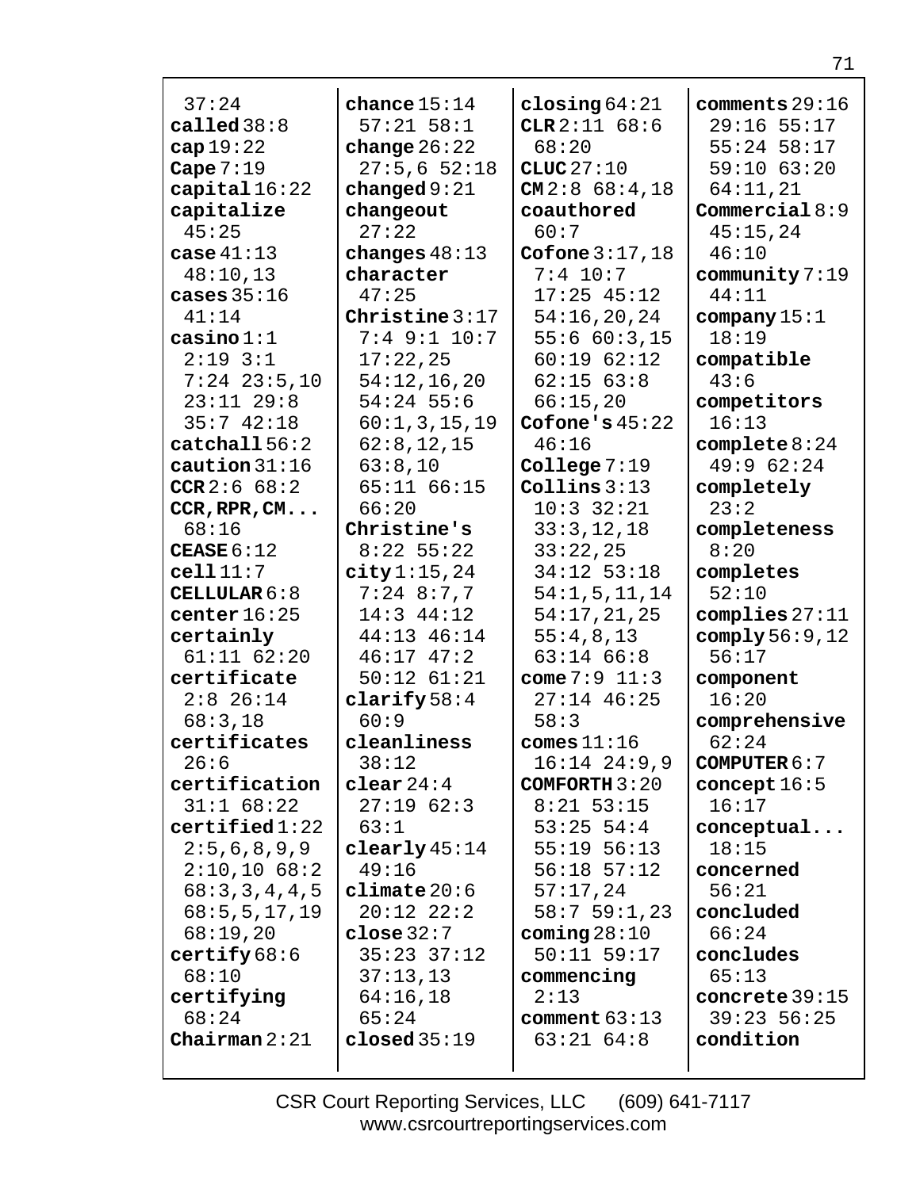37:24
**called** 38:8
**cap** 19:22
**Cape** 7:19
**capital** 16:22
**capitalize** 45:25
**case** 41:13 48:10,13
**cases** 35:16 41:14
**casino** 1:1 2:19 3:1 7:24 23:5,10 23:11 29:8 35:7 42:18
**catchall** 56:2
**caution** 31:16
**CCR** 2:6 68:2
**CCR,RPR,CM...** 68:16
**CEASE** 6:12
**cell** 11:7
**CELLULAR** 6:8
**center** 16:25
**certainly** 61:11 62:20
**certificate** 2:8 26:14 68:3,18
**certificates** 26:6
**certification** 31:1 68:22
**certified** 1:22 2:5,6,8,9,9 2:10,10 68:2 68:3,3,4,4,5 68:5,5,17,19 68:19,20
**certify** 68:6 68:10
**certifying** 68:24
**Chairman** 2:21

**chance** 15:14 57:21 58:1
**change** 26:22 27:5,6 52:18
**changed** 9:21
**changeout** 27:22
**changes** 48:13
**character** 47:25
**Christine** 3:17 7:4 9:1 10:7 17:22,25 54:12,16,20 54:24 55:6 60:1,3,15,19 62:8,12,15 63:8,10 65:11 66:15 66:20
**Christine's** 8:22 55:22
**city** 1:15,24 7:24 8:7,7 14:3 44:12 44:13 46:14 46:17 47:2 50:12 61:21
**clarify** 58:4 60:9
**cleanliness** 38:12
**clear** 24:4 27:19 62:3 63:1
**clearly** 45:14 49:16
**climate** 20:6 20:12 22:2
**close** 32:7 35:23 37:12 37:13,13 64:16,18 65:24
**closed** 35:19

**closing** 64:21
**CLR** 2:11 68:6 68:20
**CLUC** 27:10
**CM** 2:8 68:4,18
**coauthored** 60:7
**Cofone** 3:17,18 7:4 10:7 17:25 45:12 54:16,20,24 55:6 60:3,15 60:19 62:12 62:15 63:8 66:15,20
**Cofone's** 45:22 46:16
**College** 7:19
**Collins** 3:13 10:3 32:21 33:3,12,18 33:22,25 34:12 53:18 54:1,5,11,14 54:17,21,25 55:4,8,13 63:14 66:8
**come** 7:9 11:3 27:14 46:25 58:3
**comes** 11:16 16:14 24:9,9
**COMFORTH** 3:20 8:21 53:15 53:25 54:4 55:19 56:13 56:18 57:12 57:17,24 58:7 59:1,23
**coming** 28:10 50:11 59:17
**commencing** 2:13
**comment** 63:13 63:21 64:8

**comments** 29:16 29:16 55:17 55:24 58:17 59:10 63:20 64:11,21
**Commercial** 8:9 45:15,24 46:10
**community** 7:19 44:11
**company** 15:1 18:19
**compatible** 43:6
**competitors** 16:13
**complete** 8:24 49:9 62:24
**completely** 23:2
**completeness** 8:20
**completes** 52:10
**complies** 27:11
**comply** 56:9,12 56:17
**component** 16:20
**comprehensive** 62:24
**COMPUTER** 6:7
**concept** 16:5 16:17
**conceptual...** 18:15
**concerned** 56:21
**concluded** 66:24
**concludes** 65:13
**concrete** 39:15 39:23 56:25
**condition**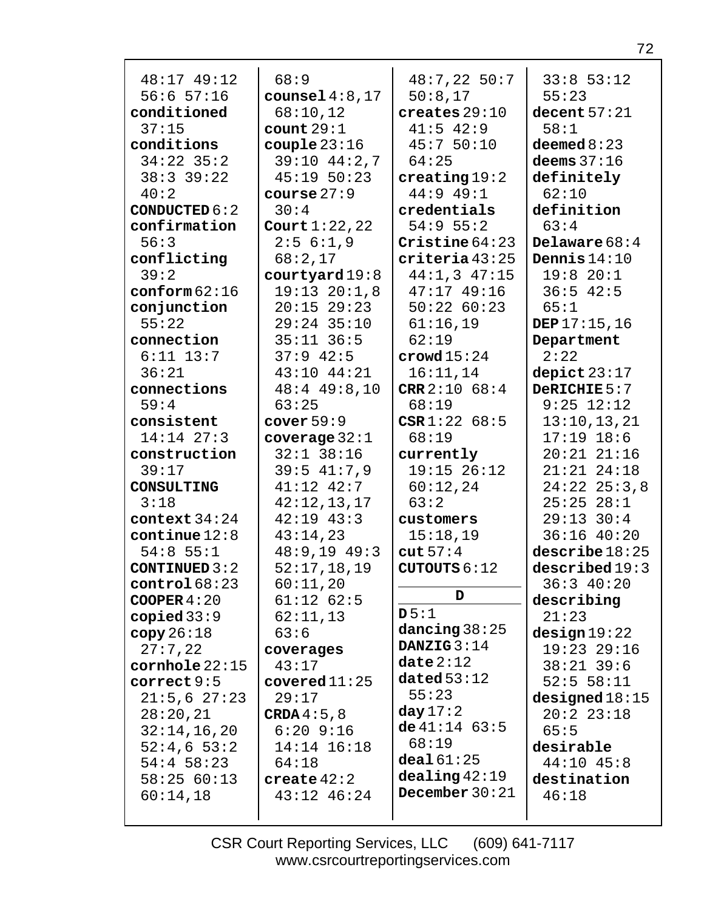48:17 49:12
56:6 57:16
**conditioned** 37:15
**conditions** 34:22 35:2 38:3 39:22 40:2
**CONDUCTED** 6:2
**confirmation** 56:3
**conflicting** 39:2
**conform** 62:16
**conjunction** 55:22
**connection** 6:11 13:7 36:21
**connections** 59:4
**consistent** 14:14 27:3
**construction** 39:17
**CONSULTING** 3:18
**context** 34:24
**continue** 12:8 54:8 55:1
**CONTINUED** 3:2
**control** 68:23
**COOPER** 4:20
**copied** 33:9
**copy** 26:18 27:7,22
**cornhole** 22:15
**correct** 9:5 21:5,6 27:23 28:20,21 32:14,16,20 52:4,6 53:2 54:4 58:23 58:25 60:13 60:14,18

68:9
**counsel** 4:8,17 68:10,12
**count** 29:1
**couple** 23:16 39:10 44:2,7 45:19 50:23
**course** 27:9 30:4
**Court** 1:22,22 2:5 6:1,9 68:2,17
**courtyard** 19:8 19:13 20:1,8 20:15 29:23 29:24 35:10 35:11 36:5 37:9 42:5 43:10 44:21 48:4 49:8,10 63:25
**cover** 59:9
**coverage** 32:1 32:1 38:16 39:5 41:7,9 41:12 42:7 42:12,13,17 42:19 43:3 43:14,23 48:9,19 49:3 52:17,18,19 60:11,20 61:12 62:5 62:11,13 63:6
**coverages** 43:17
**covered** 11:25 29:17
**CRDA** 4:5,8 6:20 9:16 14:14 16:18 64:18
**create** 42:2 43:12 46:24

48:7,22 50:7 50:8,17
**creates** 29:10 41:5 42:9 45:7 50:10 64:25
**creating** 19:2 44:9 49:1
**credentials** 54:9 55:2
**Cristine** 64:23
**criteria** 43:25 44:1,3 47:15 47:17 49:16 50:22 60:23 61:16,19 62:19
**crowd** 15:24 16:11,14
**CRR** 2:10 68:4 68:19
**CSR** 1:22 68:5 68:19
**currently** 19:15 26:12 60:12,24 63:2
**customers** 15:18,19
**cut** 57:4
**CUTOUTS** 6:12

## D

**D** 5:1
**dancing** 38:25
**DANZIG** 3:14
**date** 2:12
**dated** 53:12 55:23
**day** 17:2
**de** 41:14 63:5 68:19
**deal** 61:25
**dealing** 42:19
**December** 30:21

33:8 53:12 55:23
**decent** 57:21 58:1
**deemed** 8:23
**deems** 37:16
**definitely** 62:10
**definition** 63:4
**Delaware** 68:4
**Dennis** 14:10 19:8 20:1 36:5 42:5 65:1
**DEP** 17:15,16
**Department** 2:22
**depict** 23:17
**DeRICHIE** 5:7 9:25 12:12 13:10,13,21 17:19 18:6 20:21 21:16 21:21 24:18 24:22 25:3,8 25:25 28:1 29:13 30:4 36:16 40:20
**describe** 18:25
**described** 19:3 36:3 40:20
**describing** 21:23
**design** 19:22 19:23 29:16 38:21 39:6 52:5 58:11
**designed** 18:15 20:2 23:18 65:5
**desirable** 44:10 45:8
**destination** 46:18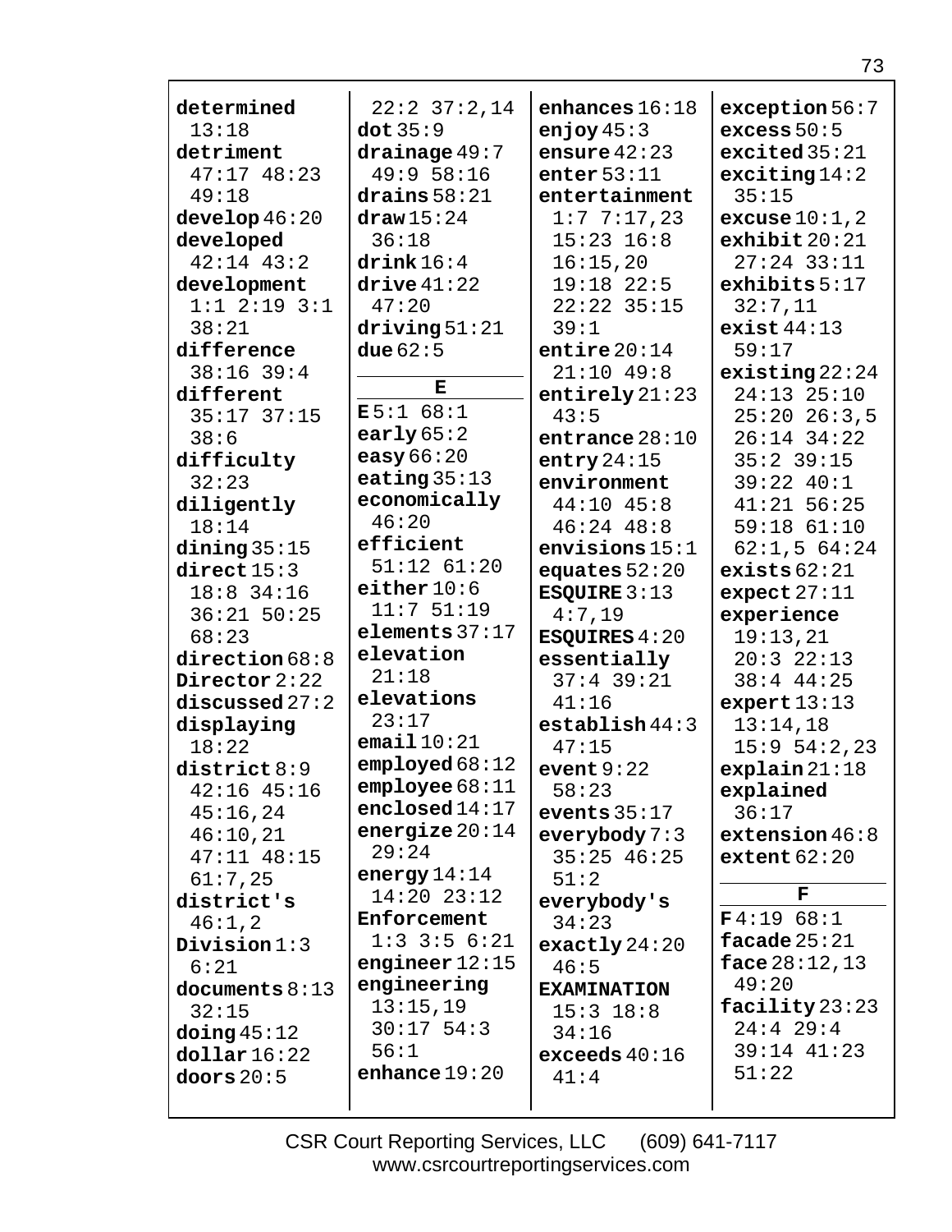**determined** 13:18
**detriment** 47:17 48:23 49:18
**develop** 46:20
**developed** 42:14 43:2
**development** 1:1 2:19 3:1 38:21
**difference** 38:16 39:4
**different** 35:17 37:15 38:6
**difficulty** 32:23
**diligently** 18:14
**dining** 35:15
**direct** 15:3 18:8 34:16 36:21 50:25 68:23
**direction** 68:8
**Director** 2:22
**discussed** 27:2
**displaying** 18:22
**district** 8:9 42:16 45:16 45:16,24 46:10,21 47:11 48:15 61:7,25
**district's** 46:1,2
**Division** 1:3 6:21
**documents** 8:13 32:15
**doing** 45:12
**dollar** 16:22
**doors** 20:5
22:2 37:2,14
**dot** 35:9
**drainage** 49:7 49:9 58:16
**drains** 58:21
**draw** 15:24 36:18
**drink** 16:4
**drive** 41:22 47:20
**driving** 51:21
**due** 62:5

**E**

**E** 5:1 68:1
**early** 65:2
**easy** 66:20
**eating** 35:13
**economically** 46:20
**efficient** 51:12 61:20
**either** 10:6 11:7 51:19
**elements** 37:17
**elevation** 21:18
**elevations** 23:17
**email** 10:21
**employed** 68:12
**employee** 68:11
**enclosed** 14:17
**energize** 20:14 29:24
**energy** 14:14 14:20 23:12
**Enforcement** 1:3 3:5 6:21
**engineer** 12:15
**engineering** 13:15,19 30:17 54:3 56:1
**enhance** 19:20
**enhances** 16:18
**enjoy** 45:3
**ensure** 42:23
**enter** 53:11
**entertainment** 1:7 7:17,23 15:23 16:8 16:15,20 19:18 22:5 22:22 35:15 39:1
**entire** 20:14 21:10 49:8
**entirely** 21:23 43:5
**entrance** 28:10
**entry** 24:15
**environment** 44:10 45:8 46:24 48:8
**envisions** 15:1
**equates** 52:20
**ESQUIRE** 3:13 4:7,19
**ESQUIRES** 4:20
**essentially** 37:4 39:21 41:16
**establish** 44:3 47:15
**event** 9:22 58:23
**events** 35:17
**everybody** 7:3 35:25 46:25 51:2
**everybody's** 34:23
**exactly** 24:20 46:5
**EXAMINATION** 15:3 18:8 34:16
**exceeds** 40:16 41:4
**exception** 56:7
**excess** 50:5
**excited** 35:21
**exciting** 14:2 35:15
**excuse** 10:1,2
**exhibit** 20:21 27:24 33:11
**exhibits** 5:17 32:7,11
**exist** 44:13 59:17
**existing** 22:24 24:13 25:10 25:20 26:3,5 26:14 34:22 35:2 39:15 39:22 40:1 41:21 56:25 59:18 61:10 62:1,5 64:24
**exists** 62:21
**expect** 27:11
**experience** 19:13,21 20:3 22:13 38:4 44:25
**expert** 13:13 13:14,18 15:9 54:2,23
**explain** 21:18
**explained** 36:17
**extension** 46:8
**extent** 62:20

**F**

**F** 4:19 68:1
**facade** 25:21
**face** 28:12,13 49:20
**facility** 23:23 24:4 29:4 39:14 41:23 51:22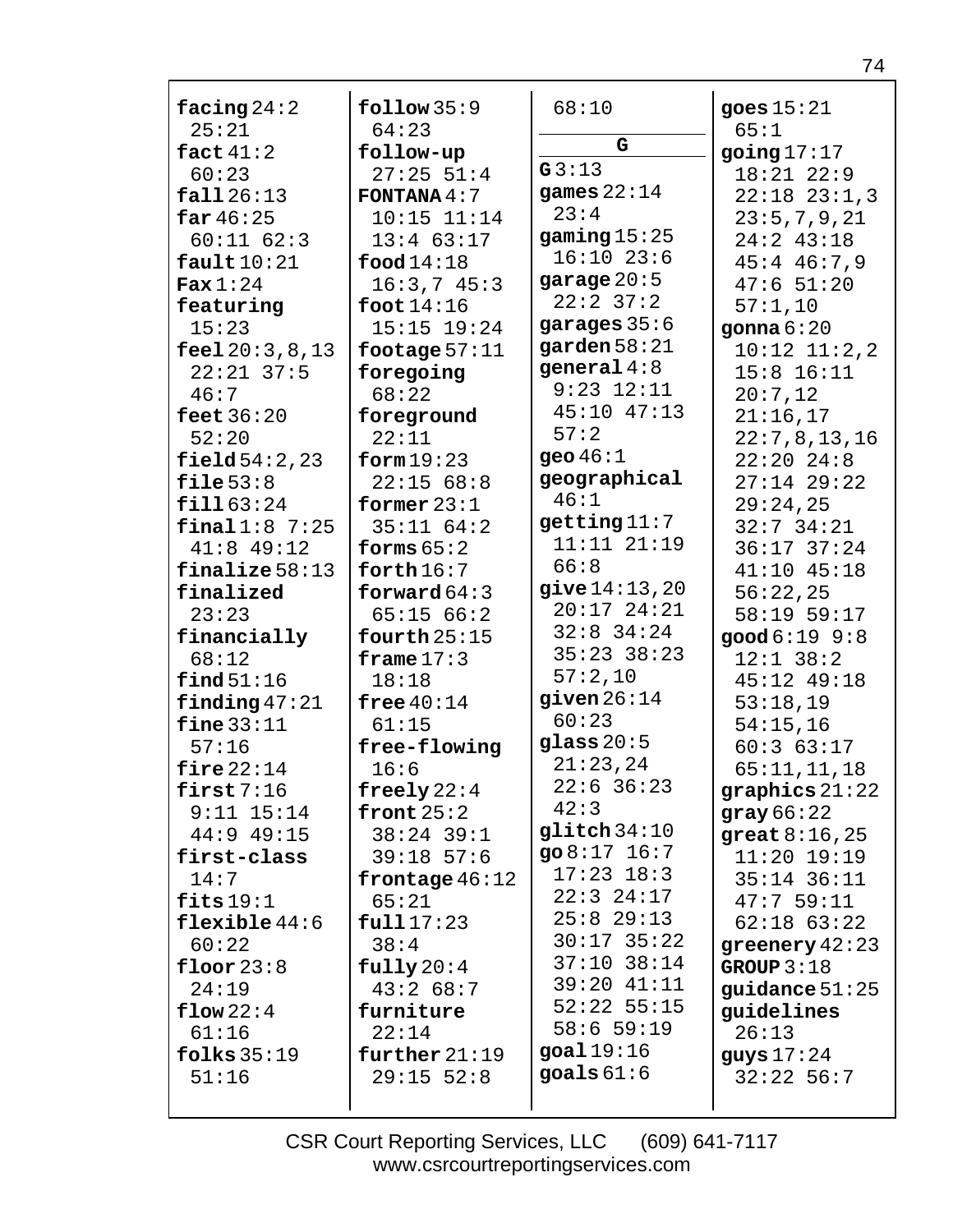**facing** 24:2 25:21
**fact** 41:2 60:23
**fall** 26:13
**far** 46:25 60:11 62:3
**fault** 10:21
**Fax** 1:24
**featuring** 15:23
**feel** 20:3,8,13 22:21 37:5 46:7
**feet** 36:20 52:20
**field** 54:2,23
**file** 53:8
**fill** 63:24
**final** 1:8 7:25 41:8 49:12
**finalize** 58:13
**finalized** 23:23
**financially** 68:12
**find** 51:16
**finding** 47:21
**fine** 33:11 57:16
**fire** 22:14
**first** 7:16 9:11 15:14 44:9 49:15
**first-class** 14:7
**fits** 19:1
**flexible** 44:6 60:22
**floor** 23:8 24:19
**flow** 22:4 61:16
**folks** 35:19 51:16
**follow** 35:9 64:23
**follow-up** 27:25 51:4
**FONTANA** 4:7 10:15 11:14 13:4 63:17
**food** 14:18 16:3,7 45:3
**foot** 14:16 15:15 19:24
**footage** 57:11
**foregoing** 68:22
**foreground** 22:11
**form** 19:23 22:15 68:8
**former** 23:1 35:11 64:2
**forms** 65:2
**forth** 16:7
**forward** 64:3 65:15 66:2
**fourth** 25:15
**frame** 17:3 18:18
**free** 40:14 61:15
**free-flowing** 16:6
**freely** 22:4
**front** 25:2 38:24 39:1 39:18 57:6
**frontage** 46:12 65:21
**full** 17:23 38:4
**fully** 20:4 43:2 68:7
**furniture** 22:14
**further** 21:19 29:15 52:8
68:10

## G

**G** 3:13
**games** 22:14 23:4
**gaming** 15:25 16:10 23:6
**garage** 20:5 22:2 37:2
**garages** 35:6
**garden** 58:21
**general** 4:8 9:23 12:11 45:10 47:13 57:2
**geo** 46:1
**geographical** 46:1
**getting** 11:7 11:11 21:19 66:8
**give** 14:13,20 20:17 24:21 32:8 34:24 35:23 38:23 57:2,10
**given** 26:14 60:23
**glass** 20:5 21:23,24 22:6 36:23 42:3
**glitch** 34:10
**go** 8:17 16:7 17:23 18:3 22:3 24:17 25:8 29:13 30:17 35:22 37:10 38:14 39:20 41:11 52:22 55:15 58:6 59:19
**goal** 19:16
**goals** 61:6
**goes** 15:21 65:1
**going** 17:17 18:21 22:9 22:18 23:1,3 23:5,7,9,21 24:2 43:18 45:4 46:7,9 47:6 51:20 57:1,10
**gonna** 6:20 10:12 11:2,2 15:8 16:11 20:7,12 21:16,17 22:7,8,13,16 22:20 24:8 27:14 29:22 29:24,25 32:7 34:21 36:17 37:24 41:10 45:18 56:22,25 58:19 59:17
**good** 6:19 9:8 12:1 38:2 45:12 49:18 53:18,19 54:15,16 60:3 63:17 65:11,11,18
**graphics** 21:22
**gray** 66:22
**great** 8:16,25 11:20 19:19 35:14 36:11 47:7 59:11 62:18 63:22
**greenery** 42:23
**GROUP** 3:18
**guidance** 51:25
**guidelines** 26:13
**guys** 17:24 32:22 56:7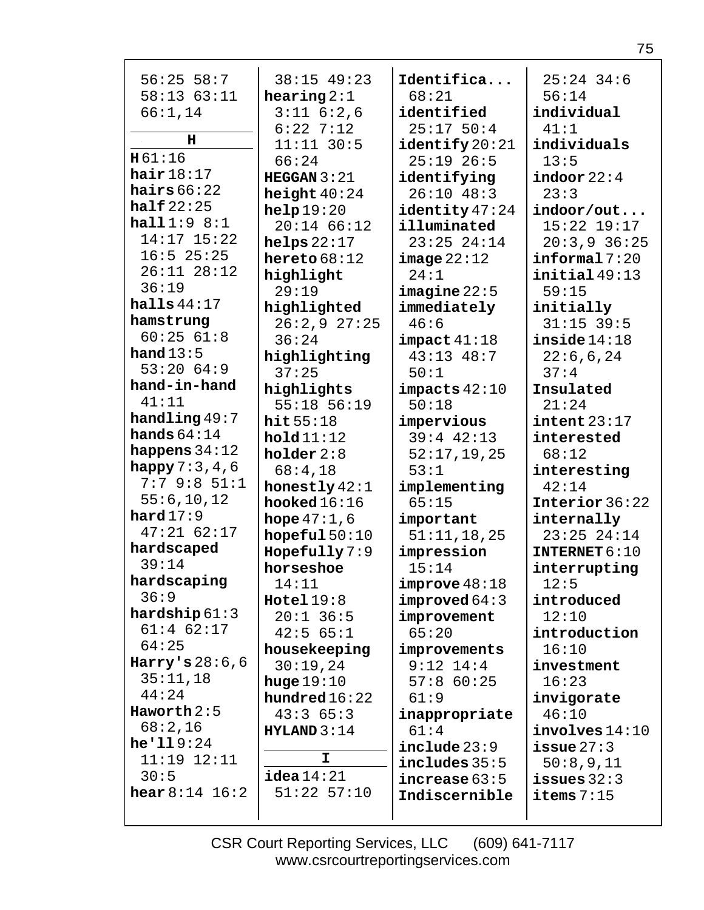56:25 58:7
58:13 63:11
66:1,14

**H**

**H** 61:16
**hair** 18:17
**hairs** 66:22
**half** 22:25
**hall** 1:9 8:1
14:17 15:22
16:5 25:25
26:11 28:12
36:19
**halls** 44:17
**hamstrung**
60:25 61:8
**hand** 13:5
53:20 64:9
**hand-in-hand**
41:11
**handling** 49:7
**hands** 64:14
**happens** 34:12
**happy** 7:3,4,6
7:7 9:8 51:1
55:6,10,12
**hard** 17:9
47:21 62:17
**hardscaped**
39:14
**hardscaping**
36:9
**hardship** 61:3
61:4 62:17
64:25
**Harry's** 28:6,6
35:11,18
44:24
**Haworth** 2:5
68:2,16
**he'll** 9:24
11:19 12:11
30:5
**hear** 8:14 16:2
38:15 49:23
**hearing** 2:1
3:11 6:2,6
6:22 7:12
11:11 30:5
66:24
**HEGGAN** 3:21
**height** 40:24
**help** 19:20
20:14 66:12
**helps** 22:17
**hereto** 68:12
**highlight**
29:19
**highlighted**
26:2,9 27:25
36:24
**highlighting**
37:25
**highlights**
55:18 56:19
**hit** 55:18
**hold** 11:12
**holder** 2:8
68:4,18
**honestly** 42:1
**hooked** 16:16
**hope** 47:1,6
**hopeful** 50:10
**Hopefully** 7:9
**horseshoe**
14:11
**Hotel** 19:8
20:1 36:5
42:5 65:1
**housekeeping**
30:19,24
**huge** 19:10
**hundred** 16:22
43:3 65:3
**HYLAND** 3:14

**I**

**idea** 14:21
51:22 57:10
**Identifica...**
68:21
**identified**
25:17 50:4
**identify** 20:21
25:19 26:5
**identifying**
26:10 48:3
**identity** 47:24
**illuminated**
23:25 24:14
**image** 22:12
24:1
**imagine** 22:5
**immediately**
46:6
**impact** 41:18
43:13 48:7
50:1
**impacts** 42:10
50:18
**impervious**
39:4 42:13
52:17,19,25
53:1
**implementing**
65:15
**important**
51:11,18,25
**impression**
15:14
**improve** 48:18
**improved** 64:3
**improvement**
65:20
**improvements**
9:12 14:4
57:8 60:25
61:9
**inappropriate**
61:4
**include** 23:9
**includes** 35:5
**increase** 63:5
**Indiscernible**
25:24 34:6
56:14
**individual**
41:1
**individuals**
13:5
**indoor** 22:4
23:3
**indoor/out...**
15:22 19:17
20:3,9 36:25
**informal** 7:20
**initial** 49:13
59:15
**initially**
31:15 39:5
**inside** 14:18
22:6,6,24
37:4
**Insulated**
21:24
**intent** 23:17
**interested**
68:12
**interesting**
42:14
**Interior** 36:22
**internally**
23:25 24:14
**INTERNET** 6:10
**interrupting**
12:5
**introduced**
12:10
**introduction**
16:10
**investment**
16:23
**invigorate**
46:10
**involves** 14:10
**issue** 27:3
50:8,9,11
**issues** 32:3
**items** 7:15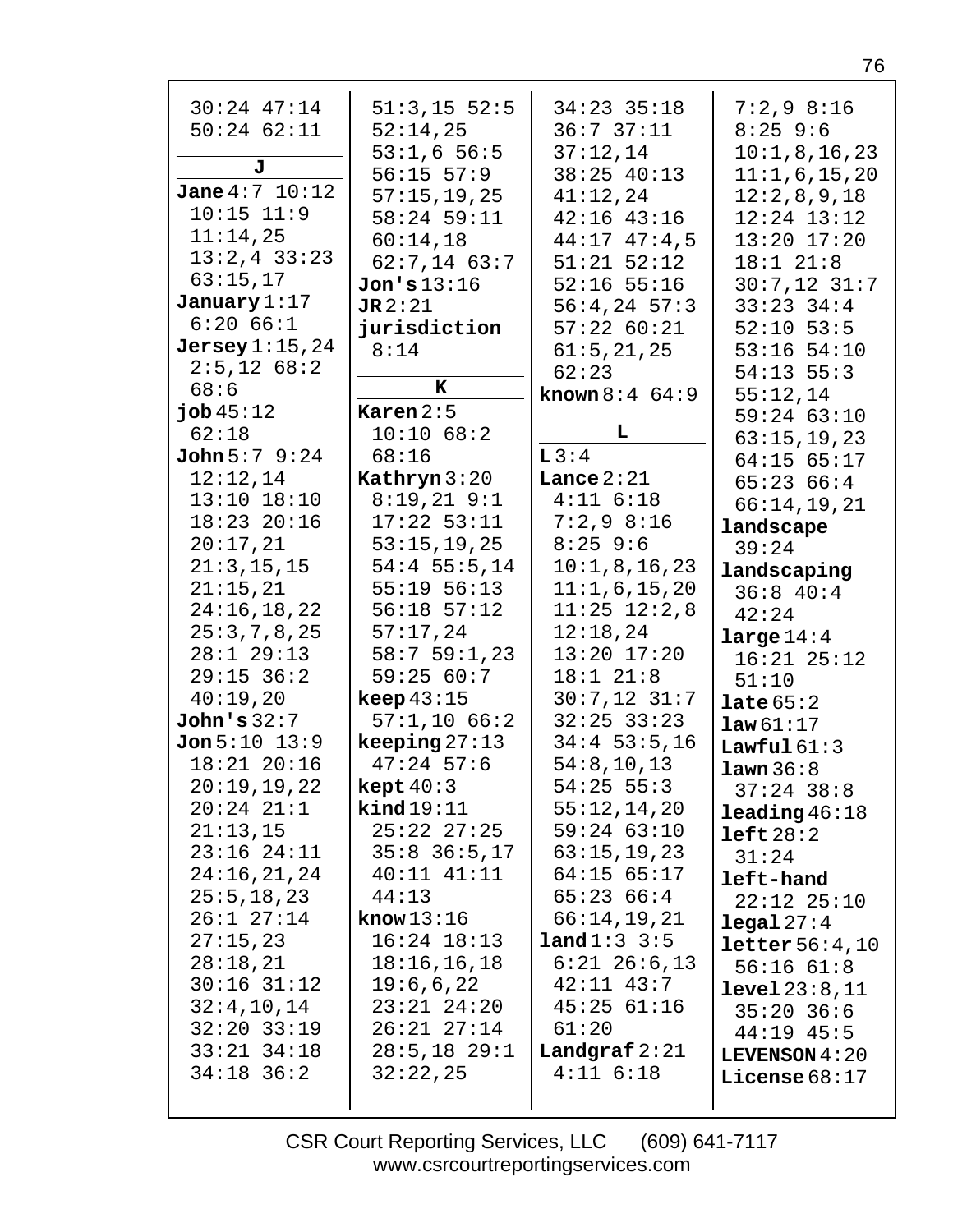30:24 47:14
50:24 62:11

## J

**Jane** 4:7 10:12
10:15 11:9
11:14,25
13:2,4 33:23
63:15,17

**January** 1:17
6:20 66:1

**Jersey** 1:15,24
2:5,12 68:2
68:6

**job** 45:12
62:18

**John** 5:7 9:24
12:12,14
13:10 18:10
18:23 20:16
20:17,21
21:3,15,15
21:15,21
24:16,18,22
25:3,7,8,25
28:1 29:13
29:15 36:2
40:19,20

**John's** 32:7

**Jon** 5:10 13:9
18:21 20:16
20:19,19,22
20:24 21:1
21:13,15
23:16 24:11
24:16,21,24
25:5,18,23
26:1 27:14
27:15,23
28:18,21
30:16 31:12
32:4,10,14
32:20 33:19
33:21 34:18
34:18 36:2
51:3,15 52:5
52:14,25
53:1,6 56:5
56:15 57:9
57:15,19,25
58:24 59:11
60:14,18
62:7,14 63:7

**Jon's** 13:16

**JR** 2:21

**jurisdiction**
8:14

## K

**Karen** 2:5
10:10 68:2
68:16

**Kathryn** 3:20
8:19,21 9:1
17:22 53:11
53:15,19,25
54:4 55:5,14
55:19 56:13
56:18 57:12
57:17,24
58:7 59:1,23
59:25 60:7

**keep** 43:15
57:1,10 66:2

**keeping** 27:13
47:24 57:6

**kept** 40:3

**kind** 19:11
25:22 27:25
35:8 36:5,17
40:11 41:11
44:13

**know** 13:16
16:24 18:13
18:16,16,18
19:6,6,22
23:21 24:20
26:21 27:14
28:5,18 29:1
32:22,25
34:23 35:18
36:7 37:11
37:12,14
38:25 40:13
41:12,24
42:16 43:16
44:17 47:4,5
51:21 52:12
52:16 55:16
56:4,24 57:3
57:22 60:21
61:5,21,25
62:23

**known** 8:4 64:9

## L

**L** 3:4

**Lance** 2:21
4:11 6:18
7:2,9 8:16
8:25 9:6
10:1,8,16,23
11:1,6,15,20
11:25 12:2,8
12:18,24
13:20 17:20
18:1 21:8
30:7,12 31:7
32:25 33:23
34:4 53:5,16
54:8,10,13
54:25 55:3
55:12,14,20
59:24 63:10
63:15,19,23
64:15 65:17
65:23 66:4
66:14,19,21

**land** 1:3 3:5
6:21 26:6,13
42:11 43:7
45:25 61:16
61:20

**Landgraf** 2:21
4:11 6:18
7:2,9 8:16
8:25 9:6
10:1,8,16,23
11:1,6,15,20
12:2,8,9,18
12:24 13:12
13:20 17:20
18:1 21:8
30:7,12 31:7
33:23 34:4
52:10 53:5
53:16 54:10
54:13 55:3
55:12,14
59:24 63:10
63:15,19,23
64:15 65:17
65:23 66:4
66:14,19,21

**landscape**
39:24

**landscaping**
36:8 40:4
42:24

**large** 14:4
16:21 25:12
51:10

**late** 65:2

**law** 61:17

**Lawful** 61:3

**lawn** 36:8
37:24 38:8

**leading** 46:18

**left** 28:2
31:24

**left-hand**
22:12 25:10

**legal** 27:4

**letter** 56:4,10
56:16 61:8

**level** 23:8,11
35:20 36:6
44:19 45:5

**LEVENSON** 4:20

**License** 68:17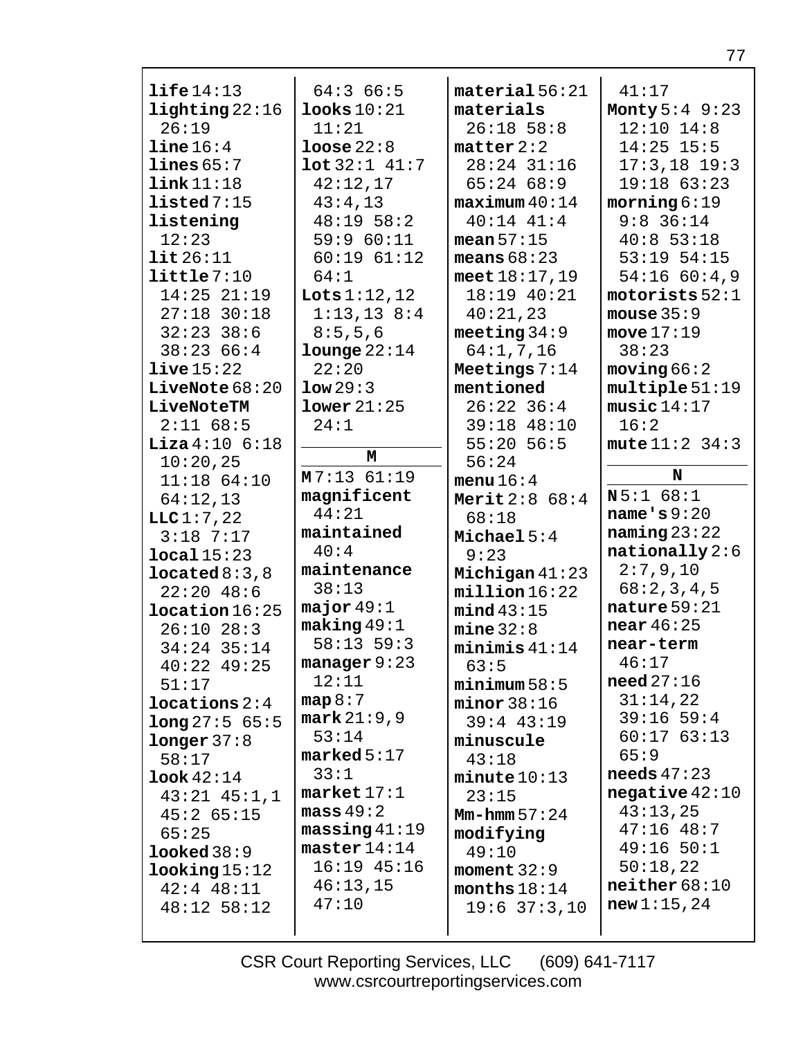**life** 14:13
**lighting** 22:16 26:19
**line** 16:4
**lines** 65:7
**link** 11:18
**listed** 7:15
**listening** 12:23
**lit** 26:11
**little** 7:10 14:25 21:19 27:18 30:18 32:23 38:6 38:23 66:4
**live** 15:22
**LiveNote** 68:20
**LiveNoteTM** 2:11 68:5
**Liza** 4:10 6:18 10:20,25 11:18 64:10 64:12,13
**LLC** 1:7,22 3:18 7:17
**local** 15:23
**located** 8:3,8 22:20 48:6
**location** 16:25 26:10 28:3 34:24 35:14 40:22 49:25 51:17
**locations** 2:4
**long** 27:5 65:5
**longer** 37:8 58:17
**look** 42:14 43:21 45:1,1 45:2 65:15 65:25
**looked** 38:9
**looking** 15:12 42:4 48:11 48:12 58:12 64:3 66:5
**looks** 10:21 11:21
**loose** 22:8
**lot** 32:1 41:7 42:12,17 43:4,13 48:19 58:2 59:9 60:11 60:19 61:12 64:1
**Lots** 1:12,12 1:13,13 8:4 8:5,5,6
**lounge** 22:14 22:20
**low** 29:3
**lower** 21:25 24:1

**M**

**M** 7:13 61:19
**magnificent** 44:21
**maintained** 40:4
**maintenance** 38:13
**major** 49:1
**making** 49:1 58:13 59:3
**manager** 9:23 12:11
**map** 8:7
**mark** 21:9,9 53:14
**marked** 5:17 33:1
**market** 17:1
**mass** 49:2
**massing** 41:19
**master** 14:14 16:19 45:16 46:13,15 47:10
**material** 56:21
**materials** 26:18 58:8
**matter** 2:2 28:24 31:16 65:24 68:9
**maximum** 40:14 40:14 41:4
**mean** 57:15
**means** 68:23
**meet** 18:17,19 18:19 40:21 40:21,23
**meeting** 34:9 64:1,7,16
**Meetings** 7:14
**mentioned** 26:22 36:4 39:18 48:10 55:20 56:5 56:24
**menu** 16:4
**Merit** 2:8 68:4 68:18
**Michael** 5:4 9:23
**Michigan** 41:23
**million** 16:22
**mind** 43:15
**mine** 32:8
**minimis** 41:14 63:5
**minimum** 58:5
**minor** 38:16 39:4 43:19
**minuscule** 43:18
**minute** 10:13 23:15
**Mm-hmm** 57:24
**modifying** 49:10
**moment** 32:9
**months** 18:14 19:6 37:3,10 41:17
**Monty** 5:4 9:23 12:10 14:8 14:25 15:5 17:3,18 19:3 19:18 63:23
**morning** 6:19 9:8 36:14 40:8 53:18 53:19 54:15 54:16 60:4,9
**motorists** 52:1
**mouse** 35:9
**move** 17:19 38:23
**moving** 66:2
**multiple** 51:19
**music** 14:17 16:2
**mute** 11:2 34:3

**N**

**N** 5:1 68:1
**name's** 9:20
**naming** 23:22
**nationally** 2:6 2:7,9,10 68:2,3,4,5
**nature** 59:21
**near** 46:25
**near-term** 46:17
**need** 27:16 31:14,22 39:16 59:4 60:17 63:13 65:9
**needs** 47:23
**negative** 42:10 43:13,25 47:16 48:7 49:16 50:1 50:18,22
**neither** 68:10
**new** 1:15,24

CSR Court Reporting Services, LLC (609) 641-7117
www.csrcourtreportingservices.com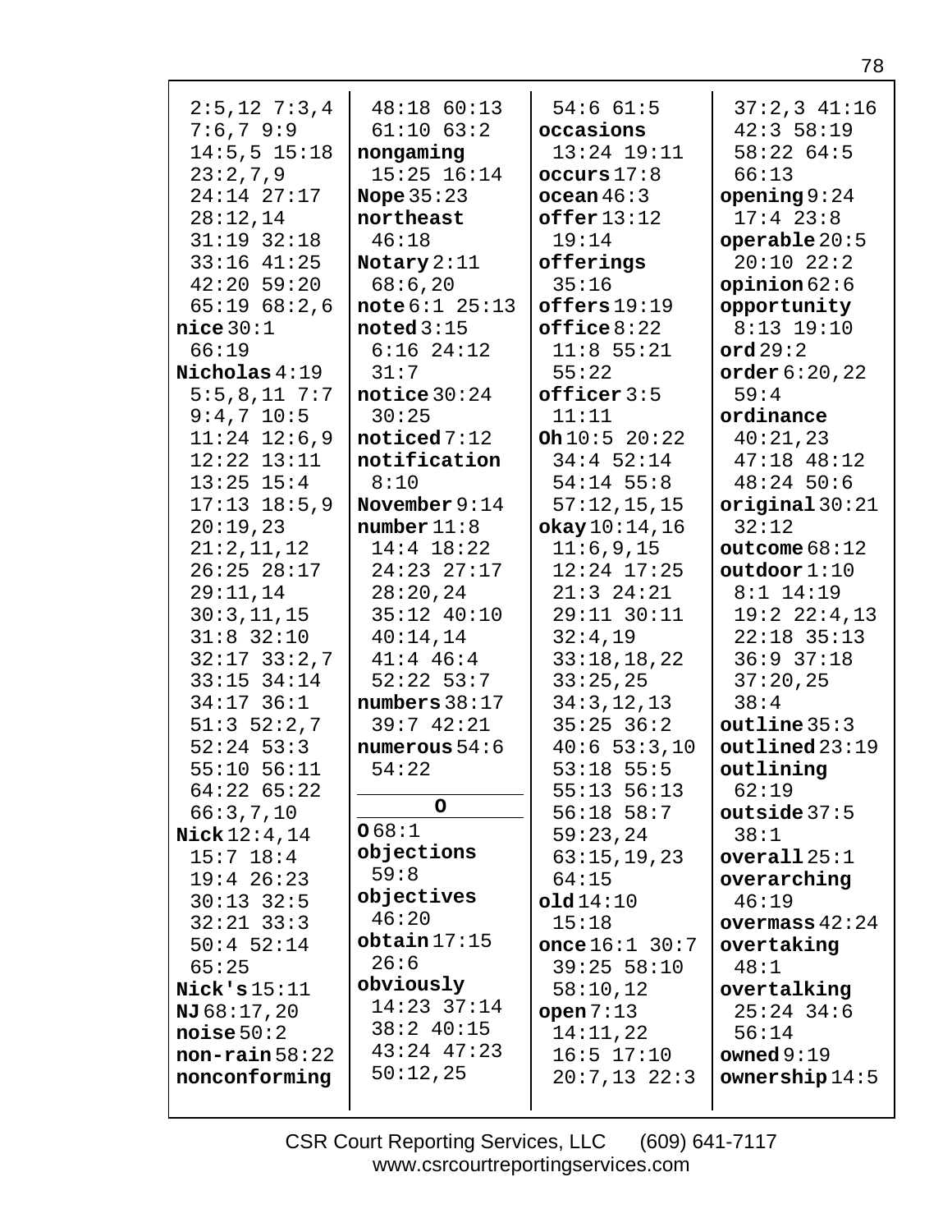2:5,12 7:3,4
7:6,7 9:9
14:5,5 15:18
23:2,7,9
24:14 27:17
28:12,14
31:19 32:18
33:16 41:25
42:20 59:20
65:19 68:2,6

**nice** 30:1
66:19

**Nicholas** 4:19
5:5,8,11 7:7
9:4,7 10:5
11:24 12:6,9
12:22 13:11
13:25 15:4
17:13 18:5,9
20:19,23
21:2,11,12
26:25 28:17
29:11,14
30:3,11,15
31:8 32:10
32:17 33:2,7
33:15 34:14
34:17 36:1
51:3 52:2,7
52:24 53:3
55:10 56:11
64:22 65:22
66:3,7,10

**Nick** 12:4,14
15:7 18:4
19:4 26:23
30:13 32:5
32:21 33:3
50:4 52:14
65:25

**Nick's** 15:11

**NJ** 68:17,20

**noise** 50:2

**non-rain** 58:22

**nonconforming**
48:18 60:13
61:10 63:2

**nongaming**
15:25 16:14

**Nope** 35:23

**northeast**
46:18

**Notary** 2:11
68:6,20

**note** 6:1 25:13

**noted** 3:15
6:16 24:12
31:7

**notice** 30:24
30:25

**noticed** 7:12

**notification**
8:10

**November** 9:14

**number** 11:8
14:4 18:22
24:23 27:17
28:20,24
35:12 40:10
40:14,14
41:4 46:4
52:22 53:7

**numbers** 38:17
39:7 42:21

**numerous** 54:6
54:22

**O**

**O** 68:1

**objections**
59:8

**objectives**
46:20

**obtain** 17:15
26:6

**obviously**
14:23 37:14
38:2 40:15
43:24 47:23
50:12,25
54:6 61:5

**occasions**
13:24 19:11

**occurs** 17:8

**ocean** 46:3

**offer** 13:12
19:14

**offerings**
35:16

**offers** 19:19

**office** 8:22
11:8 55:21
55:22

**officer** 3:5
11:11

**Oh** 10:5 20:22
34:4 52:14
54:14 55:8
57:12,15,15

**okay** 10:14,16
11:6,9,15
12:24 17:25
21:3 24:21
29:11 30:11
32:4,19
33:18,18,22
33:25,25
34:3,12,13
35:25 36:2
40:6 53:3,10
53:18 55:5
55:13 56:13
56:18 58:7
59:23,24
63:15,19,23
64:15

**old** 14:10
15:18

**once** 16:1 30:7
39:25 58:10
58:10,12

**open** 7:13
14:11,22
16:5 17:10
20:7,13 22:3
37:2,3 41:16
42:3 58:19
58:22 64:5
66:13

**opening** 9:24
17:4 23:8

**operable** 20:5
20:10 22:2

**opinion** 62:6

**opportunity**
8:13 19:10

**ord** 29:2

**order** 6:20,22
59:4

**ordinance**
40:21,23
47:18 48:12
48:24 50:6

**original** 30:21
32:12

**outcome** 68:12

**outdoor** 1:10
8:1 14:19
19:2 22:4,13
22:18 35:13
36:9 37:18
37:20,25
38:4

**outline** 35:3

**outlined** 23:19

**outlining**
62:19

**outside** 37:5
38:1

**overall** 25:1

**overarching**
46:19

**overmass** 42:24

**overtaking**
48:1

**overtalking**
25:24 34:6
56:14

**owned** 9:19

**ownership** 14:5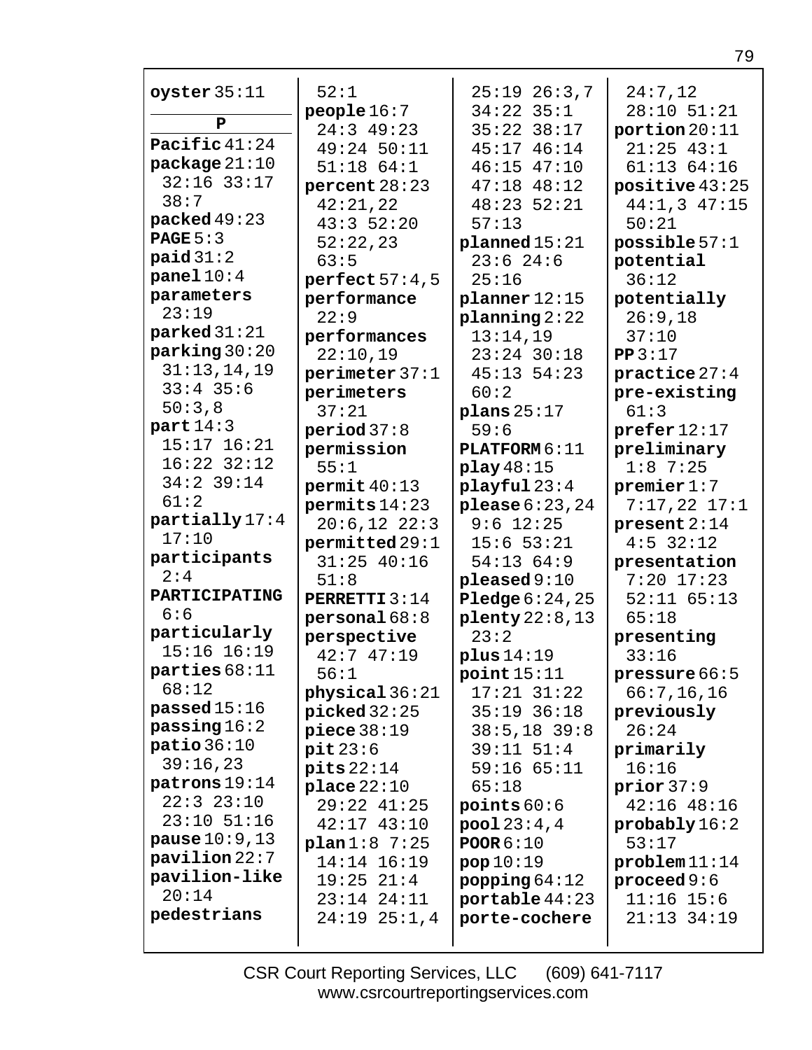**oyster** 35:11

**P**

**Pacific** 41:24
**package** 21:10 32:16 33:17 38:7
**packed** 49:23
**PAGE** 5:3
**paid** 31:2
**panel** 10:4
**parameters** 23:19
**parked** 31:21
**parking** 30:20 31:13,14,19 33:4 35:6 50:3,8
**part** 14:3 15:17 16:21 16:22 32:12 34:2 39:14 61:2
**partially** 17:4 17:10
**participants** 2:4
**PARTICIPATING** 6:6
**particularly** 15:16 16:19
**parties** 68:11 68:12
**passed** 15:16
**passing** 16:2
**patio** 36:10 39:16,23
**patrons** 19:14 22:3 23:10 23:10 51:16
**pause** 10:9,13
**pavilion** 22:7
**pavilion-like** 20:14
**pedestrians** 52:1
**people** 16:7 24:3 49:23 49:24 50:11 51:18 64:1
**percent** 28:23 42:21,22 43:3 52:20 52:22,23 63:5
**perfect** 57:4,5
**performance** 22:9
**performances** 22:10,19
**perimeter** 37:1
**perimeters** 37:21
**period** 37:8
**permission** 55:1
**permit** 40:13
**permits** 14:23 20:6,12 22:3
**permitted** 29:1 31:25 40:16 51:8
**PERRETTI** 3:14
**personal** 68:8
**perspective** 42:7 47:19 56:1
**physical** 36:21
**picked** 32:25
**piece** 38:19
**pit** 23:6
**pits** 22:14
**place** 22:10 29:22 41:25 42:17 43:10
**plan** 1:8 7:25 14:14 16:19 19:25 21:4 23:14 24:11 24:19 25:1,4 25:19 26:3,7 34:22 35:1 35:22 38:17 45:17 46:14 46:15 47:10 47:18 48:12 48:23 52:21 57:13
**planned** 15:21 23:6 24:6 25:16
**planner** 12:15
**planning** 2:22 13:14,19 23:24 30:18 45:13 54:23 60:2
**plans** 25:17 59:6
**PLATFORM** 6:11
**play** 48:15
**playful** 23:4
**please** 6:23,24 9:6 12:25 15:6 53:21 54:13 64:9
**pleased** 9:10
**Pledge** 6:24,25
**plenty** 22:8,13 23:2
**plus** 14:19
**point** 15:11 17:21 31:22 35:19 36:18 38:5,18 39:8 39:11 51:4 59:16 65:11 65:18
**points** 60:6
**pool** 23:4,4
**POOR** 6:10
**pop** 10:19
**popping** 64:12
**portable** 44:23
**porte-cochere** 24:7,12 28:10 51:21
**portion** 20:11 21:25 43:1 61:13 64:16
**positive** 43:25 44:1,3 47:15 50:21
**possible** 57:1
**potential** 36:12
**potentially** 26:9,18 37:10
**PP** 3:17
**practice** 27:4
**pre-existing** 61:3
**prefer** 12:17
**preliminary** 1:8 7:25
**premier** 1:7 7:17,22 17:1
**present** 2:14 4:5 32:12
**presentation** 7:20 17:23 52:11 65:13 65:18
**presenting** 33:16
**pressure** 66:5 66:7,16,16
**previously** 26:24
**primarily** 16:16
**prior** 37:9 42:16 48:16
**probably** 16:2 53:17
**problem** 11:14
**proceed** 9:6 11:16 15:6 21:13 34:19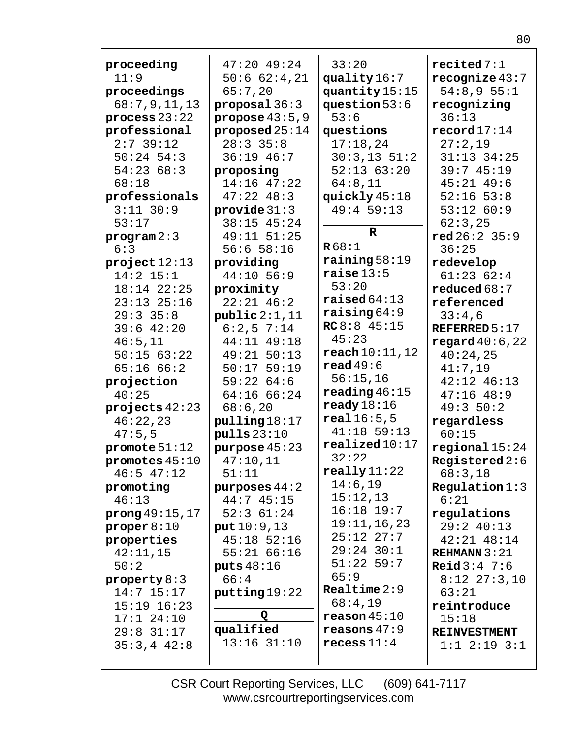**proceeding** 11:9
**proceedings** 68:7,9,11,13
**process** 23:22
**professional** 2:7 39:12 50:24 54:3 54:23 68:3 68:18
**professionals** 3:11 30:9 53:17
**program** 2:3 6:3
**project** 12:13 14:2 15:1 18:14 22:25 23:13 25:16 29:3 35:8 39:6 42:20 46:5,11 50:15 63:22 65:16 66:2
**projection** 40:25
**projects** 42:23 46:22,23 47:5,5
**promote** 51:12
**promotes** 45:10 46:5 47:12
**promoting** 46:13
**prong** 49:15,17
**proper** 8:10
**properties** 42:11,15 50:2
**property** 8:3 14:7 15:17 15:19 16:23 17:1 24:10 29:8 31:17 35:3,4 42:8 47:20 49:24 50:6 62:4,21 65:7,20
**proposal** 36:3
**propose** 43:5,9
**proposed** 25:14 28:3 35:8 36:19 46:7
**proposing** 14:16 47:22 47:22 48:3
**provide** 31:3 38:15 45:24 49:11 51:25 56:6 58:16
**providing** 44:10 56:9
**proximity** 22:21 46:2
**public** 2:1,11 6:2,5 7:14 44:11 49:18 49:21 50:13 50:17 59:19 59:22 64:6 64:16 66:24 68:6,20
**pulling** 18:17
**pulls** 23:10
**purpose** 45:23 47:10,11 51:11
**purposes** 44:2 44:7 45:15 52:3 61:24
**put** 10:9,13 45:18 52:16 55:21 66:16
**puts** 48:16 66:4
**putting** 19:22

## Q

**qualified** 13:16 31:10
33:20
**quality** 16:7
**quantity** 15:15
**question** 53:6 53:6
**questions** 17:18,24 30:3,13 51:2 52:13 63:20 64:8,11
**quickly** 45:18 49:4 59:13

## R

**R** 68:1
**raining** 58:19
**raise** 13:5 53:20
**raised** 64:13
**raising** 64:9
**RC** 8:8 45:15 45:23
**reach** 10:11,12
**read** 49:6 56:15,16
**reading** 46:15
**ready** 18:16
**real** 16:5,5 41:18 59:13
**realized** 10:17 32:22
**really** 11:22 14:6,19 15:12,13 16:18 19:7 19:11,16,23 25:12 27:7 29:24 30:1 51:22 59:7 65:9
**Realtime** 2:9 68:4,19
**reason** 45:10
**reasons** 47:9
**recess** 11:4
**recited** 7:1
**recognize** 43:7 54:8,9 55:1
**recognizing** 36:13
**record** 17:14 27:2,19 31:13 34:25 39:7 45:19 45:21 49:6 52:16 53:8 53:12 60:9 62:3,25
**red** 26:2 35:9 36:25
**redevelop** 61:23 62:4
**reduced** 68:7
**referenced** 33:4,6
**REFERRED** 5:17
**regard** 40:6,22 40:24,25 41:7,19 42:12 46:13 47:16 48:9 49:3 50:2
**regardless** 60:15
**regional** 15:24
**Registered** 2:6 68:3,18
**Regulation** 1:3 6:21
**regulations** 29:2 40:13 42:21 48:14
**REHMANN** 3:21
**Reid** 3:4 7:6 8:12 27:3,10 63:21
**reintroduce** 15:18
**REINVESTMENT** 1:1 2:19 3:1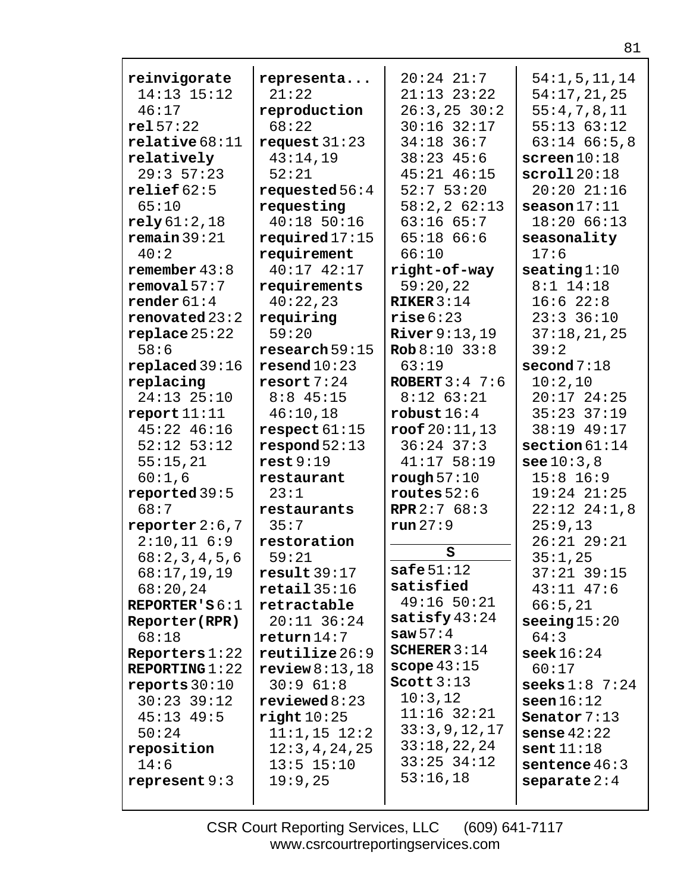**reinvigorate** 14:13 15:12 46:17
**rel** 57:22
**relative** 68:11
**relatively** 29:3 57:23
**relief** 62:5 65:10
**rely** 61:2,18
**remain** 39:21 40:2
**remember** 43:8
**removal** 57:7
**render** 61:4
**renovated** 23:2
**replace** 25:22 58:6
**replaced** 39:16
**replacing** 24:13 25:10
**report** 11:11 45:22 46:16 52:12 53:12 55:15,21 60:1,6
**reported** 39:5 68:7
**reporter** 2:6,7 2:10,11 6:9 68:2,3,4,5,6 68:17,19,19 68:20,24
**REPORTER'S** 6:1
**Reporter(RPR)** 68:18
**Reporters** 1:22
**REPORTING** 1:22
**reports** 30:10 30:23 39:12 45:13 49:5 50:24
**reposition** 14:6
**represent** 9:3
**representa...** 21:22
**reproduction** 68:22
**request** 31:23 43:14,19 52:21
**requested** 56:4
**requesting** 40:18 50:16
**required** 17:15
**requirement** 40:17 42:17
**requirements** 40:22,23
**requiring** 59:20
**research** 59:15
**resend** 10:23
**resort** 7:24 8:8 45:15 46:10,18
**respect** 61:15
**respond** 52:13
**rest** 9:19
**restaurant** 23:1
**restaurants** 35:7
**restoration** 59:21
**result** 39:17
**retail** 35:16
**retractable** 20:11 36:24
**return** 14:7
**reutilize** 26:9
**review** 8:13,18 30:9 61:8
**reviewed** 8:23
**right** 10:25 11:1,15 12:2 12:3,4,24,25 13:5 15:10 19:9,25 20:24 21:7 21:13 23:22 26:3,25 30:2 30:16 32:17 34:18 36:7 38:23 45:6 45:21 46:15 52:7 53:20 58:2,2 62:13 63:16 65:7 65:18 66:6 66:10
**right-of-way** 59:20,22
**RIKER** 3:14
**rise** 6:23
**River** 9:13,19
**Rob** 8:10 33:8 63:19
**ROBERT** 3:4 7:6 8:12 63:21
**robust** 16:4
**roof** 20:11,13 36:24 37:3 41:17 58:19
**rough** 57:10
**routes** 52:6
**RPR** 2:7 68:3
**run** 27:9

**S**

**safe** 51:12
**satisfied** 49:16 50:21
**satisfy** 43:24
**saw** 57:4
**SCHERER** 3:14
**scope** 43:15
**Scott** 3:13 10:3,12 11:16 32:21 33:3,9,12,17 33:18,22,24 33:25 34:12 53:16,18 54:1,5,11,14 54:17,21,25 55:4,7,8,11 55:13 63:12 63:14 66:5,8
**screen** 10:18
**scroll** 20:18 20:20 21:16
**season** 17:11 18:20 66:13
**seasonality** 17:6
**seating** 1:10 8:1 14:18 16:6 22:8 23:3 36:10 37:18,21,25 39:2
**second** 7:18 10:2,10 20:17 24:25 35:23 37:19 38:19 49:17
**section** 61:14
**see** 10:3,8 15:8 16:9 19:24 21:25 22:12 24:1,8 25:9,13 26:21 29:21 35:1,25 37:21 39:15 43:11 47:6 66:5,21
**seeing** 15:20 64:3
**seek** 16:24 60:17
**seeks** 1:8 7:24
**seen** 16:12
**Senator** 7:13
**sense** 42:22
**sent** 11:18
**sentence** 46:3
**separate** 2:4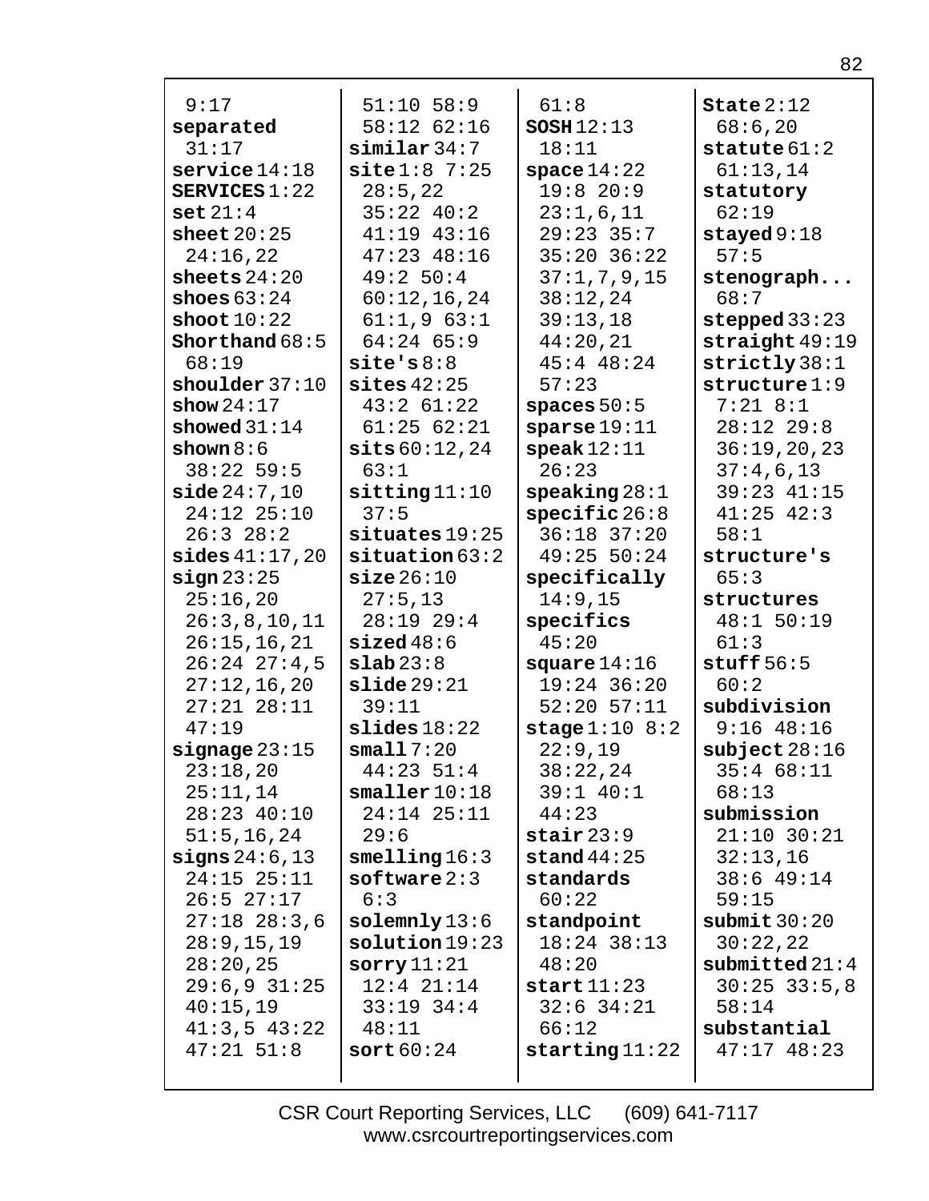9:17
**separated** 31:17
**service** 14:18
**SERVICES** 1:22
**set** 21:4
**sheet** 20:25 24:16,22
**sheets** 24:20
**shoes** 63:24
**shoot** 10:22
**Shorthand** 68:5 68:19
**shoulder** 37:10
**show** 24:17
**showed** 31:14
**shown** 8:6 38:22 59:5
**side** 24:7,10 24:12 25:10 26:3 28:2
**sides** 41:17,20
**sign** 23:25 25:16,20 26:3,8,10,11 26:15,16,21 26:24 27:4,5 27:12,16,20 27:21 28:11 47:19
**signage** 23:15 23:18,20 25:11,14 28:23 40:10 51:5,16,24
**signs** 24:6,13 24:15 25:11 26:5 27:17 27:18 28:3,6 28:9,15,19 28:20,25 29:6,9 31:25 40:15,19 41:3,5 43:22 47:21 51:8

51:10 58:9 58:12 62:16
**similar** 34:7
**site** 1:8 7:25 28:5,22 35:22 40:2 41:19 43:16 47:23 48:16 49:2 50:4 60:12,16,24 61:1,9 63:1 64:24 65:9
**site's** 8:8
**sites** 42:25 43:2 61:22 61:25 62:21
**sits** 60:12,24 63:1
**sitting** 11:10 37:5
**situates** 19:25
**situation** 63:2
**size** 26:10 27:5,13 28:19 29:4
**sized** 48:6
**slab** 23:8
**slide** 29:21 39:11
**slides** 18:22
**small** 7:20 44:23 51:4
**smaller** 10:18 24:14 25:11 29:6
**smelling** 16:3
**software** 2:3 6:3
**solemnly** 13:6
**solution** 19:23
**sorry** 11:21 12:4 21:14 33:19 34:4 48:11
**sort** 60:24

61:8
**SOSH** 12:13 18:11
**space** 14:22 19:8 20:9 23:1,6,11 29:23 35:7 35:20 36:22 37:1,7,9,15 38:12,24 39:13,18 44:20,21 45:4 48:24 57:23
**spaces** 50:5
**sparse** 19:11
**speak** 12:11 26:23
**speaking** 28:1
**specific** 26:8 36:18 37:20 49:25 50:24
**specifically** 14:9,15
**specifics** 45:20
**square** 14:16 19:24 36:20 52:20 57:11
**stage** 1:10 8:2 22:9,19 38:22,24 39:1 40:1 44:23
**stair** 23:9
**stand** 44:25
**standards** 60:22
**standpoint** 18:24 38:13 48:20
**start** 11:23 32:6 34:21 66:12
**starting** 11:22

**State** 2:12 68:6,20
**statute** 61:2 61:13,14
**statutory** 62:19
**stayed** 9:18 57:5
**stenograph...** 68:7
**stepped** 33:23
**straight** 49:19
**strictly** 38:1
**structure** 1:9 7:21 8:1 28:12 29:8 36:19,20,23 37:4,6,13 39:23 41:15 41:25 42:3 58:1
**structure's** 65:3
**structures** 48:1 50:19 61:3
**stuff** 56:5 60:2
**subdivision** 9:16 48:16
**subject** 28:16 35:4 68:11 68:13
**submission** 21:10 30:21 32:13,16 38:6 49:14 59:15
**submit** 30:20 30:22,22
**submitted** 21:4 30:25 33:5,8 58:14
**substantial** 47:17 48:23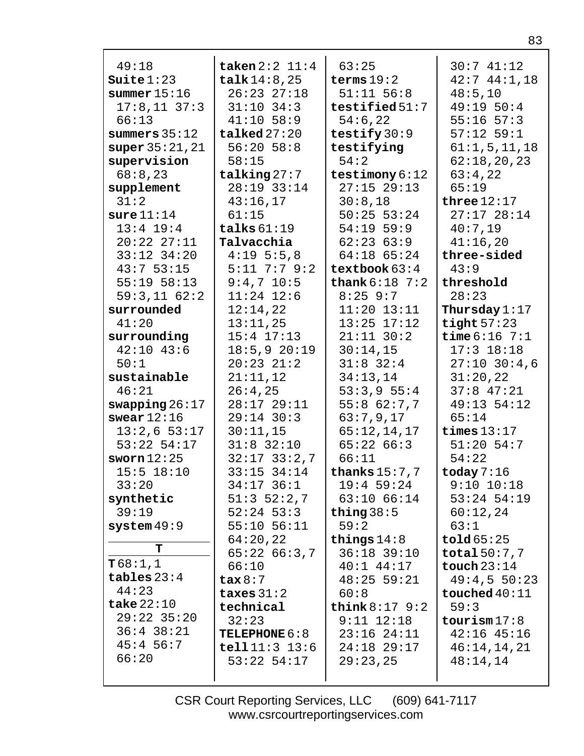49:18
**Suite** 1:23
**summer** 15:16 17:8,11 37:3 66:13
**summers** 35:12
**super** 35:21,21
**supervision** 68:8,23
**supplement** 31:2
**sure** 11:14 13:4 19:4 20:22 27:11 33:12 34:20 43:7 53:15 55:19 58:13 59:3,11 62:2
**surrounded** 41:20
**surrounding** 42:10 43:6 50:1
**sustainable** 46:21
**swapping** 26:17
**swear** 12:16 13:2,6 53:17 53:22 54:17
**sworn** 12:25 15:5 18:10 33:20
**synthetic** 39:19
**system** 49:9

**T**

**T** 68:1,1
**tables** 23:4 44:23
**take** 22:10 29:22 35:20 36:4 38:21 45:4 56:7 66:20
**taken** 2:2 11:4
**talk** 14:8,25 26:23 27:18 31:10 34:3 41:10 58:9
**talked** 27:20 56:20 58:8 58:15
**talking** 27:7 28:19 33:14 43:16,17 61:15
**talks** 61:19
**Talvacchia** 4:19 5:5,8 5:11 7:7 9:2 9:4,7 10:5 11:24 12:6 12:14,22 13:11,25 15:4 17:13 18:5,9 20:19 20:23 21:2 21:11,12 26:4,25 28:17 29:11 29:14 30:3 30:11,15 31:8 32:10 32:17 33:2,7 33:15 34:14 34:17 36:1 51:3 52:2,7 52:24 53:3 55:10 56:11 64:20,22 65:22 66:3,7 66:10
**tax** 8:7
**taxes** 31:2
**technical** 32:23
**TELEPHONE** 6:8
**tell** 11:3 13:6 53:22 54:17
63:25
**terms** 19:2 51:11 56:8
**testified** 51:7 54:6,22
**testify** 30:9
**testifying** 54:2
**testimony** 6:12 27:15 29:13 30:8,18 50:25 53:24 54:19 59:9 62:23 63:9 64:18 65:24
**textbook** 63:4
**thank** 6:18 7:2 8:25 9:7 11:20 13:11 13:25 17:12 21:11 30:2 30:14,15 31:8 32:4 34:13,14 53:3,9 55:4 55:8 62:7,7 63:7,9,17 65:12,14,17 65:22 66:3 66:11
**thanks** 15:7,7 19:4 59:24 63:10 66:14
**thing** 38:5 59:2
**things** 14:8 36:18 39:10 40:1 44:17 48:25 59:21 60:8
**think** 8:17 9:2 9:11 12:18 23:16 24:11 24:18 29:17 29:23,25
30:7 41:12 42:7 44:1,18 48:5,10 49:19 50:4 55:16 57:3 57:12 59:1 61:1,5,11,18 62:18,20,23 63:4,22 65:19
**three** 12:17 27:17 28:14 40:7,19 41:16,20
**three-sided** 43:9
**threshold** 28:23
**Thursday** 1:17
**tight** 57:23
**time** 6:16 7:1 17:3 18:18 27:10 30:4,6 31:20,22 37:8 47:21 49:13 54:12 65:14
**times** 13:17 51:20 54:7 54:22
**today** 7:16 9:10 10:18 53:24 54:19 60:12,24 63:1
**told** 65:25
**total** 50:7,7
**touch** 23:14 49:4,5 50:23
**touched** 40:11 59:3
**tourism** 17:8 42:16 45:16 46:14,14,21 48:14,14

CSR Court Reporting Services, LLC (609) 641-7117
www.csrcourtreportingservices.com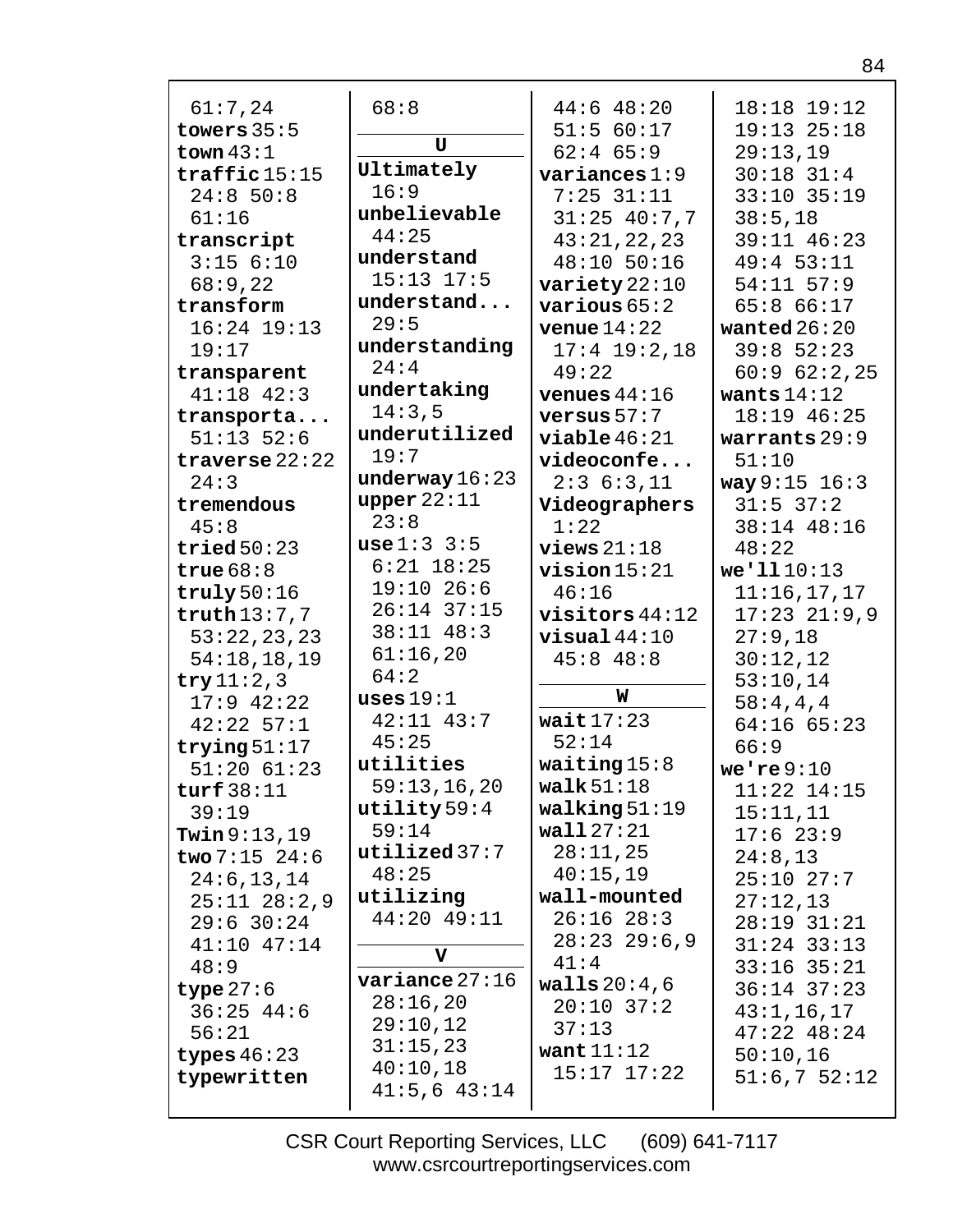61:7,24
**towers** 35:5
**town** 43:1
**traffic** 15:15
24:8 50:8
61:16
**transcript**
3:15 6:10
68:9,22
**transform**
16:24 19:13
19:17
**transparent**
41:18 42:3
**transporta...**
51:13 52:6
**traverse** 22:22
24:3
**tremendous**
45:8
**tried** 50:23
**true** 68:8
**truly** 50:16
**truth** 13:7,7
53:22,23,23
54:18,18,19
**try** 11:2,3
17:9 42:22
42:22 57:1
**trying** 51:17
51:20 61:23
**turf** 38:11
39:19
**Twin** 9:13,19
**two** 7:15 24:6
24:6,13,14
25:11 28:2,9
29:6 30:24
41:10 47:14
48:9
**type** 27:6
36:25 44:6
56:21
**types** 46:23
**typewritten**
68:8

## U

**Ultimately**
16:9
**unbelievable**
44:25
**understand**
15:13 17:5
**understand...**
29:5
**understanding**
24:4
**undertaking**
14:3,5
**underutilized**
19:7
**underway** 16:23
**upper** 22:11
23:8
**use** 1:3 3:5
6:21 18:25
19:10 26:6
26:14 37:15
38:11 48:3
61:16,20
64:2
**uses** 19:1
42:11 43:7
45:25
**utilities**
59:13,16,20
**utility** 59:4
59:14
**utilized** 37:7
48:25
**utilizing**
44:20 49:11

## V

**variance** 27:16
28:16,20
29:10,12
31:15,23
40:10,18
41:5,6 43:14
44:6 48:20
51:5 60:17
62:4 65:9
**variances** 1:9
7:25 31:11
31:25 40:7,7
43:21,22,23
48:10 50:16
**variety** 22:10
**various** 65:2
**venue** 14:22
17:4 19:2,18
49:22
**venues** 44:16
**versus** 57:7
**viable** 46:21
**videoconfe...**
2:3 6:3,11
**Videographers**
1:22
**views** 21:18
**vision** 15:21
46:16
**visitors** 44:12
**visual** 44:10
45:8 48:8

## W

**wait** 17:23
52:14
**waiting** 15:8
**walk** 51:18
**walking** 51:19
**wall** 27:21
28:11,25
40:15,19
**wall-mounted**
26:16 28:3
28:23 29:6,9
41:4
**walls** 20:4,6
20:10 37:2
37:13
**want** 11:12
15:17 17:22
18:18 19:12
19:13 25:18
29:13,19
30:18 31:4
33:10 35:19
38:5,18
39:11 46:23
49:4 53:11
54:11 57:9
65:8 66:17
**wanted** 26:20
39:8 52:23
60:9 62:2,25
**wants** 14:12
18:19 46:25
**warrants** 29:9
51:10
**way** 9:15 16:3
31:5 37:2
38:14 48:16
48:22
**we'll** 10:13
11:16,17,17
17:23 21:9,9
27:9,18
30:12,12
53:10,14
58:4,4,4
64:16 65:23
66:9
**we're** 9:10
11:22 14:15
15:11,11
17:6 23:9
24:8,13
25:10 27:7
27:12,13
28:19 31:21
31:24 33:13
33:16 35:21
36:14 37:23
43:1,16,17
47:22 48:24
50:10,16
51:6,7 52:12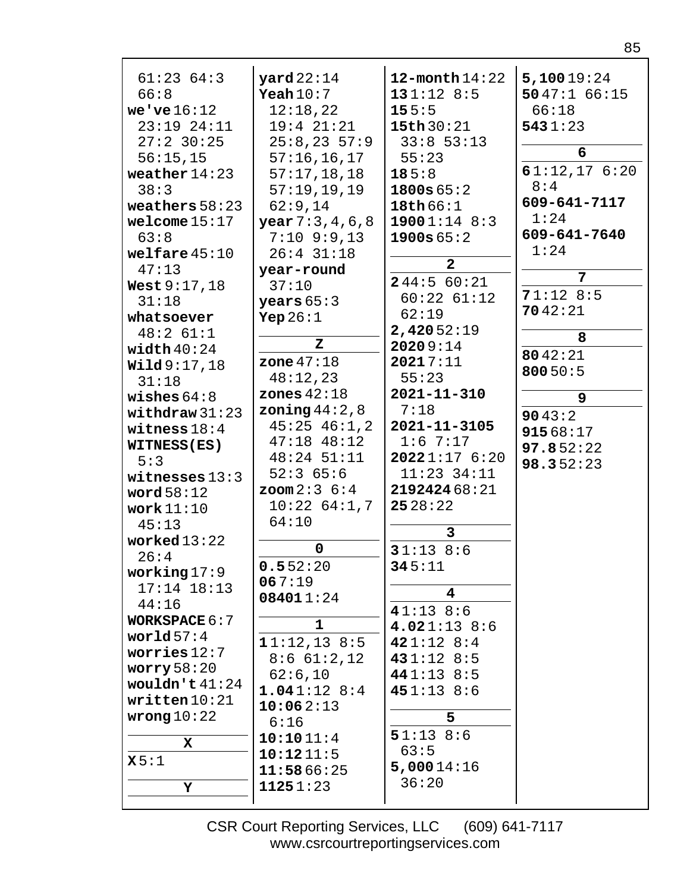61:23 64:3
66:8
**we've** 16:12
23:19 24:11
27:2 30:25
56:15,15
**weather** 14:23
38:3
**weathers** 58:23
**welcome** 15:17
63:8
**welfare** 45:10
47:13
**West** 9:17,18
31:18
**whatsoever**
48:2 61:1
**width** 40:24
**Wild** 9:17,18
31:18
**wishes** 64:8
**withdraw** 31:23
**witness** 18:4
**WITNESS(ES)**
5:3
**witnesses** 13:3
**word** 58:12
**work** 11:10
45:13
**worked** 13:22
26:4
**working** 17:9
17:14 18:13
44:16
**WORKSPACE** 6:7
**world** 57:4
**worries** 12:7
**worry** 58:20
**wouldn't** 41:24
**written** 10:21
**wrong** 10:22

**X**

**X** 5:1

**Y**

**yard** 22:14
**Yeah** 10:7
12:18,22
19:4 21:21
25:8,23 57:9
57:16,16,17
57:17,18,18
57:19,19,19
62:9,14
**year** 7:3,4,6,8
7:10 9:9,13
26:4 31:18
**year-round**
37:10
**years** 65:3
**Yep** 26:1

**Z**

**zone** 47:18
48:12,23
**zones** 42:18
**zoning** 44:2,8
45:25 46:1,2
47:18 48:12
48:24 51:11
52:3 65:6
**zoom** 2:3 6:4
10:22 64:1,7
64:10

**0**

**0.5** 52:20
**06** 7:19
**08401** 1:24

**1**

**1** 1:12,13 8:5
8:6 61:2,12
62:6,10
**1.04** 1:12 8:4
**10:06** 2:13
6:16
**10:10** 11:4
**10:12** 11:5
**11:58** 66:25
**1125** 1:23
**12-month** 14:22
**13** 1:12 8:5
**15** 5:5
**15th** 30:21
33:8 53:13
55:23
**18** 5:8
**1800s** 65:2
**18th** 66:1
**1900** 1:14 8:3
**1900s** 65:2

**2**

**2** 44:5 60:21
60:22 61:12
62:19
**2,420** 52:19
**2020** 9:14
**2021** 7:11
55:23
**2021-11-310**
7:18
**2021-11-3105**
1:6 7:17
**2022** 1:17 6:20
11:23 34:11
**2192424** 68:21
**25** 28:22

**3**

**3** 1:13 8:6
**34** 5:11

**4**

**4** 1:13 8:6
**4.02** 1:13 8:6
**42** 1:12 8:4
**43** 1:12 8:5
**44** 1:13 8:5
**45** 1:13 8:6

**5**

**5** 1:13 8:6
63:5
**5,000** 14:16
36:20
**5,100** 19:24
**50** 47:1 66:15
66:18
**543** 1:23

**6**

**6** 1:12,17 6:20
8:4
**609-641-7117**
1:24
**609-641-7640**
1:24

**7**

**7** 1:12 8:5
**70** 42:21

**8**

**80** 42:21
**800** 50:5

**9**

**90** 43:2
**915** 68:17
**97.8** 52:22
**98.3** 52:23